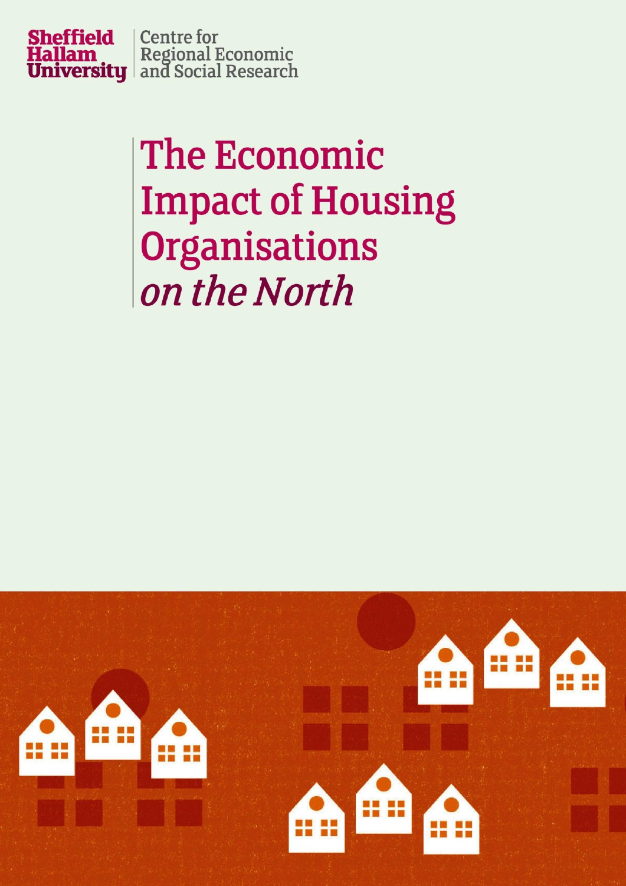Sheffield Hallam University

Centre for Regional Economic and Social Research

# The Economic Impact of Housing Organisations *on the North*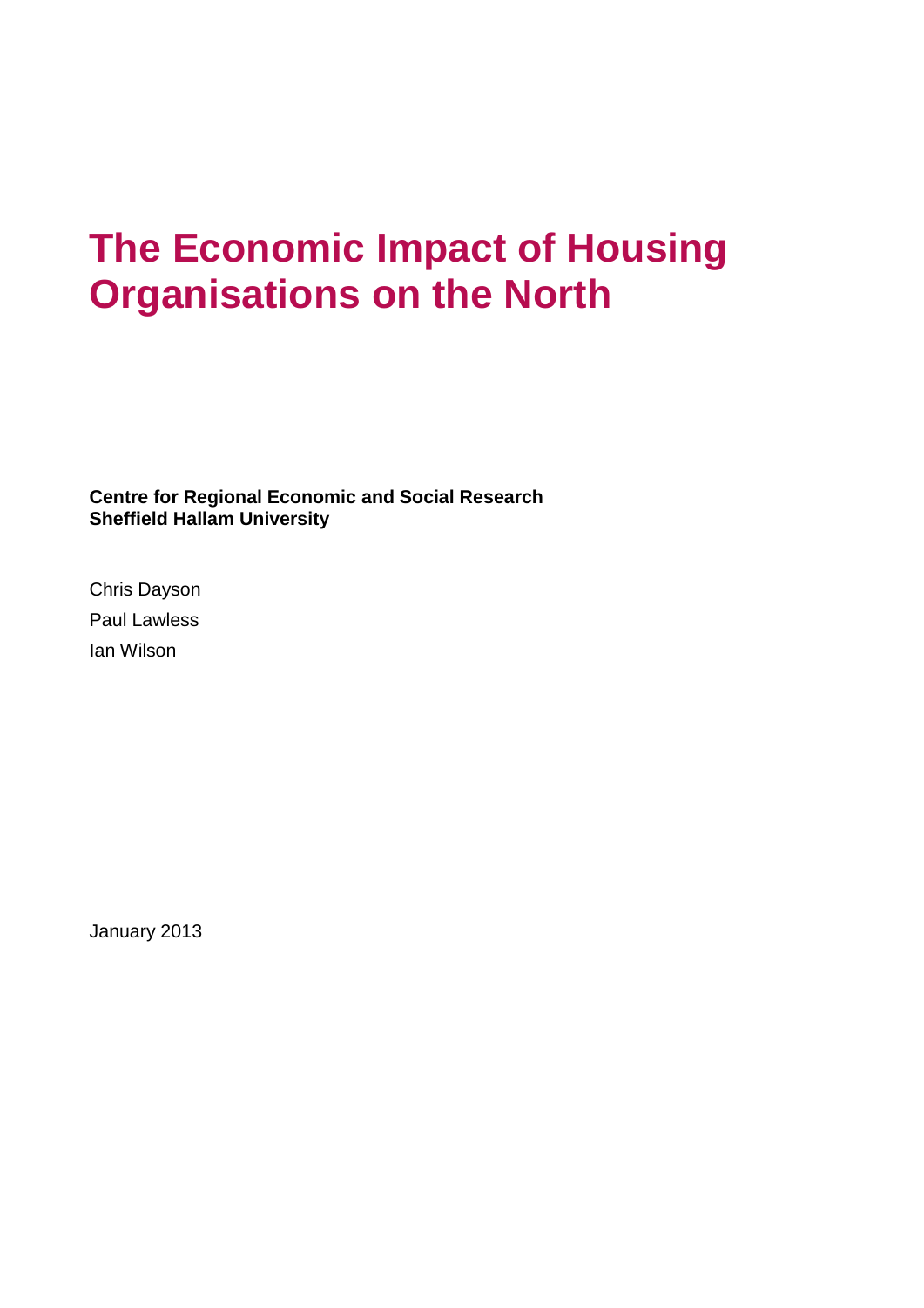# The Economic Impact of Housing Organisations on the North

**Centre for Regional Economic and Social Research**
**Sheffield Hallam University**

Chris Dayson

Paul Lawless

Ian Wilson

January 2013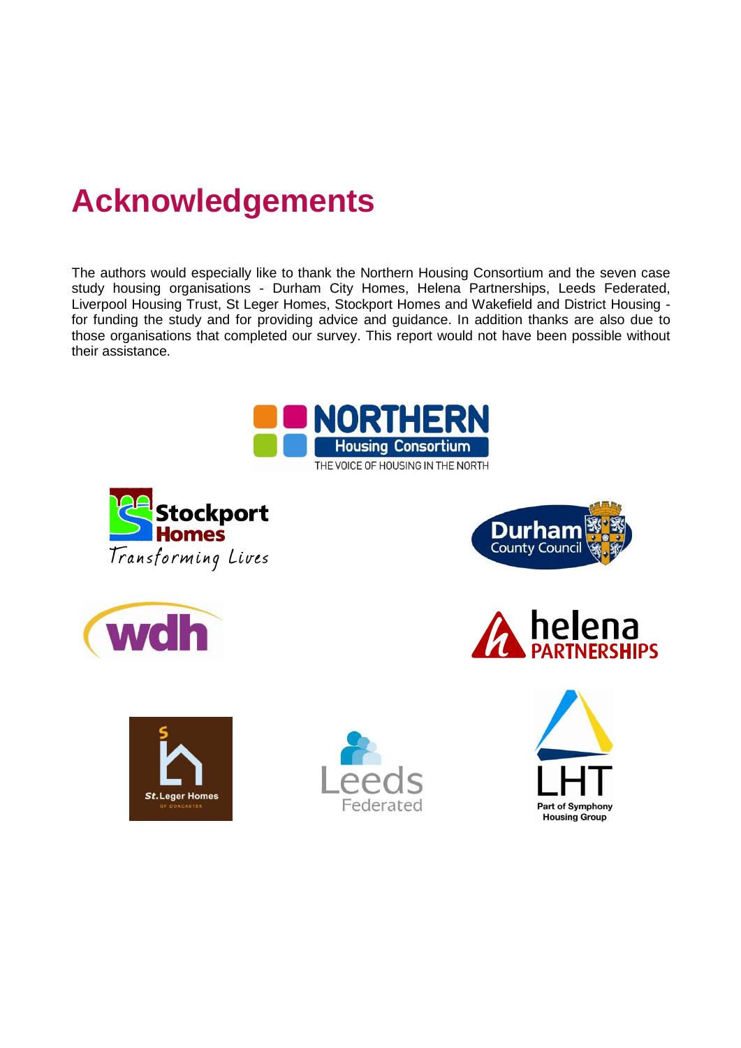# Acknowledgements

The authors would especially like to thank the Northern Housing Consortium and the seven case study housing organisations - Durham City Homes, Helena Partnerships, Leeds Federated, Liverpool Housing Trust, St Leger Homes, Stockport Homes and Wakefield and District Housing - for funding the study and for providing advice and guidance. In addition thanks are also due to those organisations that completed our survey. This report would not have been possible without their assistance.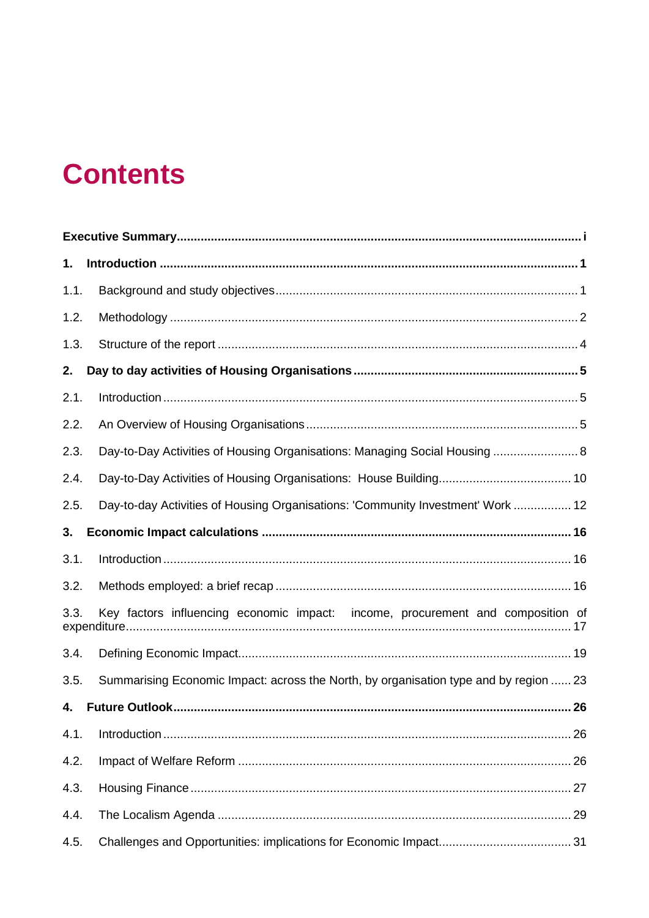# Contents

**Executive Summary** ..... **i**

**1. Introduction** ..... **1**

1.1. Background and study objectives ..... 1

1.2. Methodology ..... 2

1.3. Structure of the report ..... 4

**2. Day to day activities of Housing Organisations** ..... **5**

2.1. Introduction ..... 5

2.2. An Overview of Housing Organisations ..... 5

2.3. Day-to-Day Activities of Housing Organisations: Managing Social Housing ..... 8

2.4. Day-to-Day Activities of Housing Organisations: House Building ..... 10

2.5. Day-to-day Activities of Housing Organisations: 'Community Investment' Work ..... 12

**3. Economic Impact calculations** ..... **16**

3.1. Introduction ..... 16

3.2. Methods employed: a brief recap ..... 16

3.3. Key factors influencing economic impact: income, procurement and composition of expenditure ..... 17

3.4. Defining Economic Impact ..... 19

3.5. Summarising Economic Impact: across the North, by organisation type and by region ..... 23

**4. Future Outlook** ..... **26**

4.1. Introduction ..... 26

4.2. Impact of Welfare Reform ..... 26

4.3. Housing Finance ..... 27

4.4. The Localism Agenda ..... 29

4.5. Challenges and Opportunities: implications for Economic Impact ..... 31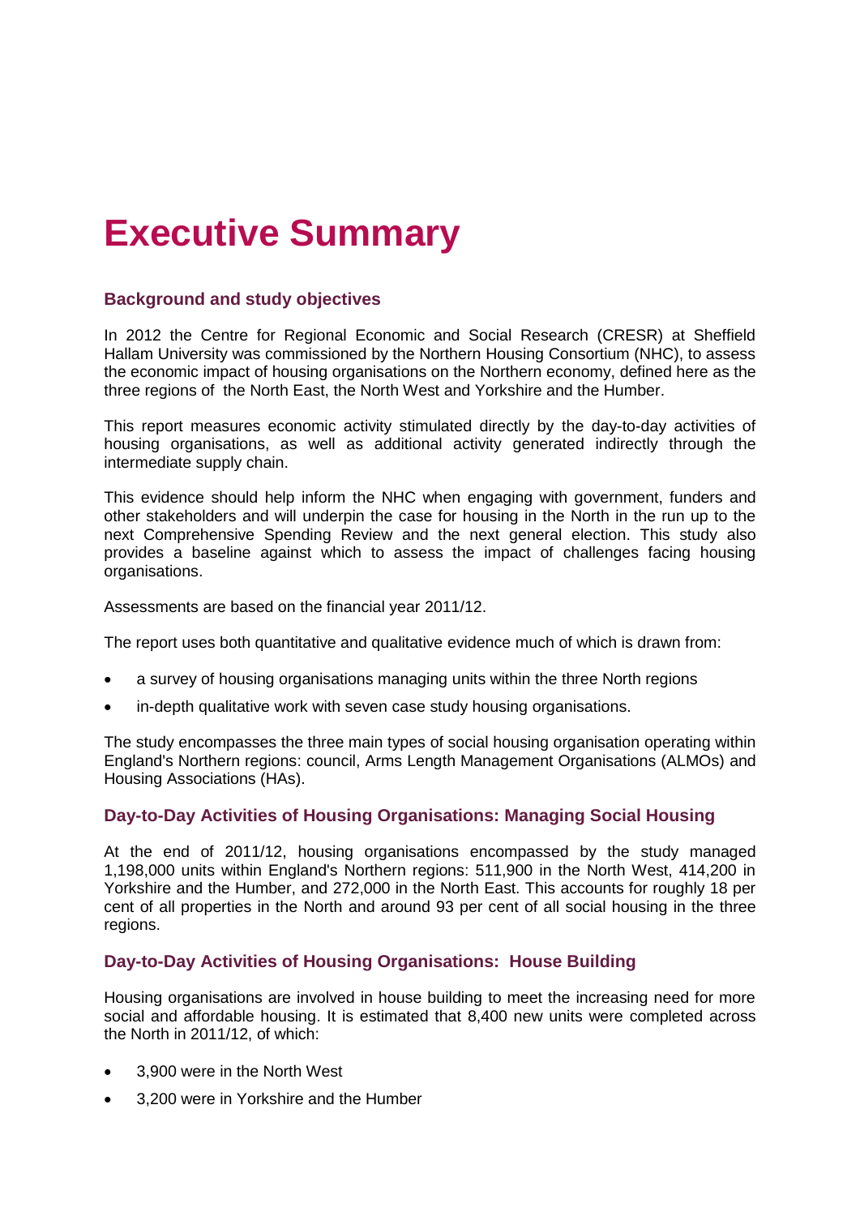# Executive Summary

### Background and study objectives

In 2012 the Centre for Regional Economic and Social Research (CRESR) at Sheffield Hallam University was commissioned by the Northern Housing Consortium (NHC), to assess the economic impact of housing organisations on the Northern economy, defined here as the three regions of the North East, the North West and Yorkshire and the Humber.

This report measures economic activity stimulated directly by the day-to-day activities of housing organisations, as well as additional activity generated indirectly through the intermediate supply chain.

This evidence should help inform the NHC when engaging with government, funders and other stakeholders and will underpin the case for housing in the North in the run up to the next Comprehensive Spending Review and the next general election. This study also provides a baseline against which to assess the impact of challenges facing housing organisations.

Assessments are based on the financial year 2011/12.

The report uses both quantitative and qualitative evidence much of which is drawn from:

- a survey of housing organisations managing units within the three North regions
- in-depth qualitative work with seven case study housing organisations.

The study encompasses the three main types of social housing organisation operating within England's Northern regions: council, Arms Length Management Organisations (ALMOs) and Housing Associations (HAs).

### Day-to-Day Activities of Housing Organisations: Managing Social Housing

At the end of 2011/12, housing organisations encompassed by the study managed 1,198,000 units within England's Northern regions: 511,900 in the North West, 414,200 in Yorkshire and the Humber, and 272,000 in the North East. This accounts for roughly 18 per cent of all properties in the North and around 93 per cent of all social housing in the three regions.

### Day-to-Day Activities of Housing Organisations: House Building

Housing organisations are involved in house building to meet the increasing need for more social and affordable housing. It is estimated that 8,400 new units were completed across the North in 2011/12, of which:

- 3,900 were in the North West
- 3,200 were in Yorkshire and the Humber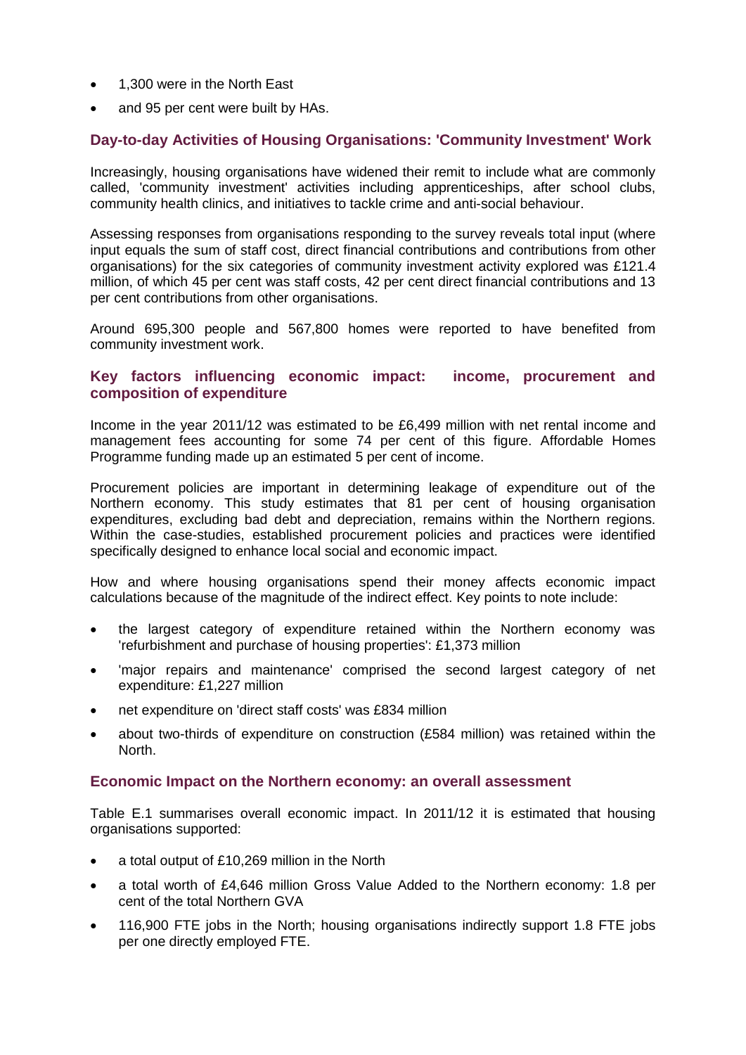- 1,300 were in the North East
- and 95 per cent were built by HAs.

### Day-to-day Activities of Housing Organisations: 'Community Investment' Work

Increasingly, housing organisations have widened their remit to include what are commonly called, 'community investment' activities including apprenticeships, after school clubs, community health clinics, and initiatives to tackle crime and anti-social behaviour.

Assessing responses from organisations responding to the survey reveals total input (where input equals the sum of staff cost, direct financial contributions and contributions from other organisations) for the six categories of community investment activity explored was £121.4 million, of which 45 per cent was staff costs, 42 per cent direct financial contributions and 13 per cent contributions from other organisations.

Around 695,300 people and 567,800 homes were reported to have benefited from community investment work.

### Key factors influencing economic impact: income, procurement and composition of expenditure

Income in the year 2011/12 was estimated to be £6,499 million with net rental income and management fees accounting for some 74 per cent of this figure. Affordable Homes Programme funding made up an estimated 5 per cent of income.

Procurement policies are important in determining leakage of expenditure out of the Northern economy. This study estimates that 81 per cent of housing organisation expenditures, excluding bad debt and depreciation, remains within the Northern regions. Within the case-studies, established procurement policies and practices were identified specifically designed to enhance local social and economic impact.

How and where housing organisations spend their money affects economic impact calculations because of the magnitude of the indirect effect. Key points to note include:

- the largest category of expenditure retained within the Northern economy was 'refurbishment and purchase of housing properties': £1,373 million
- 'major repairs and maintenance' comprised the second largest category of net expenditure: £1,227 million
- net expenditure on 'direct staff costs' was £834 million
- about two-thirds of expenditure on construction (£584 million) was retained within the North.

### Economic Impact on the Northern economy: an overall assessment

Table E.1 summarises overall economic impact. In 2011/12 it is estimated that housing organisations supported:

- a total output of £10,269 million in the North
- a total worth of £4,646 million Gross Value Added to the Northern economy: 1.8 per cent of the total Northern GVA
- 116,900 FTE jobs in the North; housing organisations indirectly support 1.8 FTE jobs per one directly employed FTE.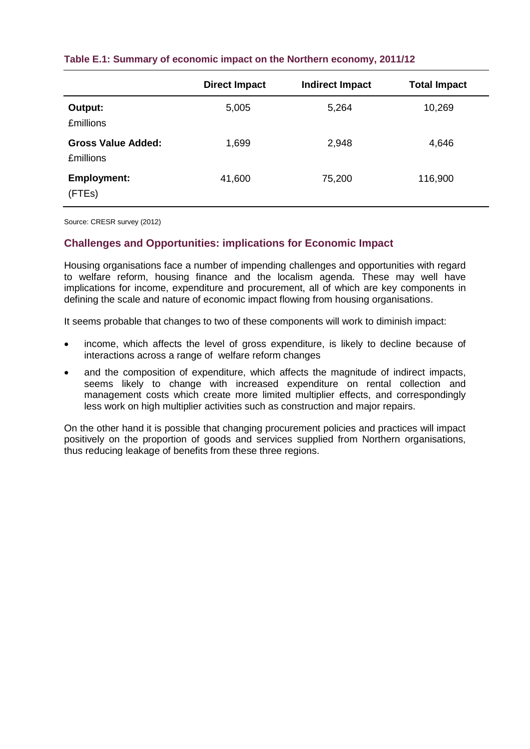**Table E.1: Summary of economic impact on the Northern economy, 2011/12**

| | Direct Impact | Indirect Impact | Total Impact |
|---|---|---|---|
| **Output:** £millions | 5,005 | 5,264 | 10,269 |
| **Gross Value Added:** £millions | 1,699 | 2,948 | 4,646 |
| **Employment:** (FTEs) | 41,600 | 75,200 | 116,900 |

Source: CRESR survey (2012)

## Challenges and Opportunities: implications for Economic Impact

Housing organisations face a number of impending challenges and opportunities with regard to welfare reform, housing finance and the localism agenda. These may well have implications for income, expenditure and procurement, all of which are key components in defining the scale and nature of economic impact flowing from housing organisations.

It seems probable that changes to two of these components will work to diminish impact:

- income, which affects the level of gross expenditure, is likely to decline because of interactions across a range of welfare reform changes
- and the composition of expenditure, which affects the magnitude of indirect impacts, seems likely to change with increased expenditure on rental collection and management costs which create more limited multiplier effects, and correspondingly less work on high multiplier activities such as construction and major repairs.

On the other hand it is possible that changing procurement policies and practices will impact positively on the proportion of goods and services supplied from Northern organisations, thus reducing leakage of benefits from these three regions.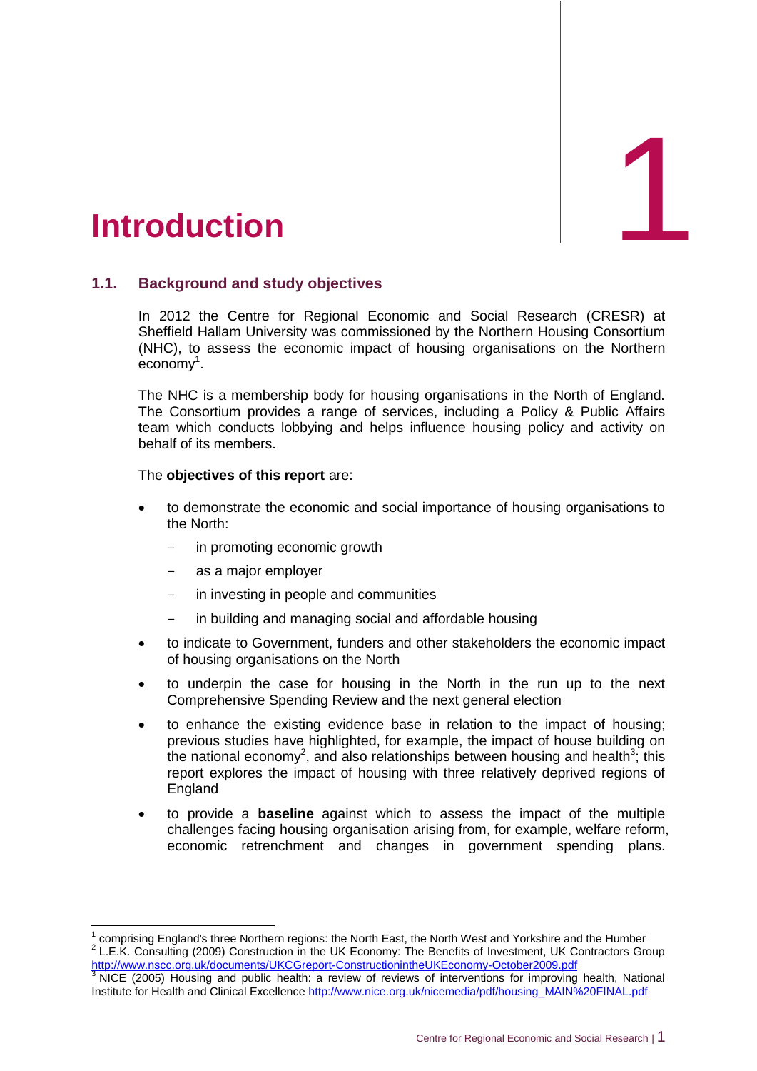# 1 Introduction

## 1.1. Background and study objectives

In 2012 the Centre for Regional Economic and Social Research (CRESR) at Sheffield Hallam University was commissioned by the Northern Housing Consortium (NHC), to assess the economic impact of housing organisations on the Northern economy[1].

The NHC is a membership body for housing organisations in the North of England. The Consortium provides a range of services, including a Policy & Public Affairs team which conducts lobbying and helps influence housing policy and activity on behalf of its members.

The **objectives of this report** are:

- to demonstrate the economic and social importance of housing organisations to the North:
  - in promoting economic growth
  - as a major employer
  - in investing in people and communities
  - in building and managing social and affordable housing
- to indicate to Government, funders and other stakeholders the economic impact of housing organisations on the North
- to underpin the case for housing in the North in the run up to the next Comprehensive Spending Review and the next general election
- to enhance the existing evidence base in relation to the impact of housing; previous studies have highlighted, for example, the impact of house building on the national economy[2], and also relationships between housing and health[3]; this report explores the impact of housing with three relatively deprived regions of England
- to provide a **baseline** against which to assess the impact of the multiple challenges facing housing organisation arising from, for example, welfare reform, economic retrenchment and changes in government spending plans.

---

[1] comprising England's three Northern regions: the North East, the North West and Yorkshire and the Humber

[2] L.E.K. Consulting (2009) Construction in the UK Economy: The Benefits of Investment, UK Contractors Group http://www.nscc.org.uk/documents/UKCGreport-ConstructionintheUKEconomy-October2009.pdf

[3] NICE (2005) Housing and public health: a review of reviews of interventions for improving health, National Institute for Health and Clinical Excellence http://www.nice.org.uk/nicemedia/pdf/housing_MAIN%20FINAL.pdf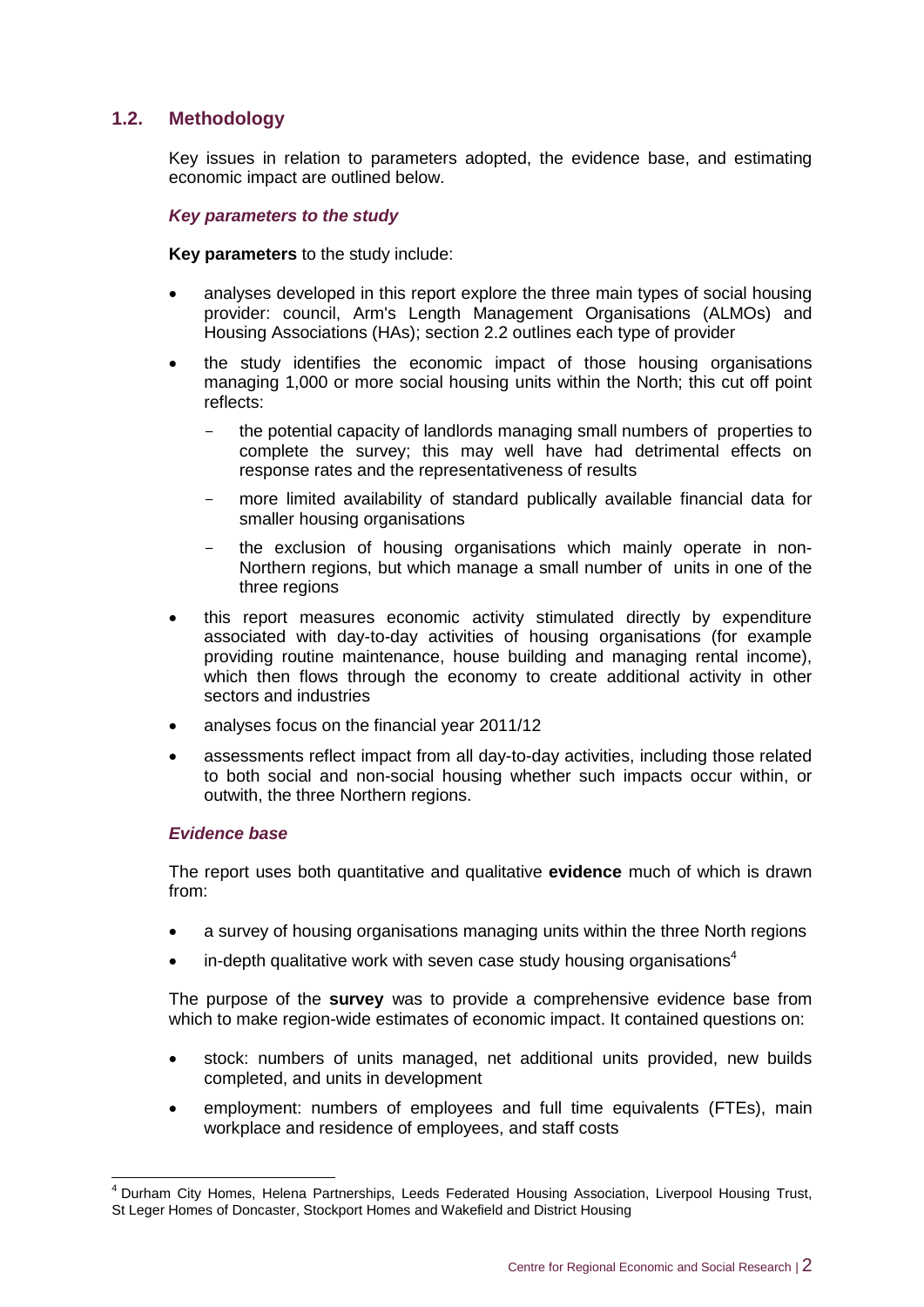## 1.2. Methodology

Key issues in relation to parameters adopted, the evidence base, and estimating economic impact are outlined below.

### *Key parameters to the study*

**Key parameters** to the study include:

- analyses developed in this report explore the three main types of social housing provider: council, Arm's Length Management Organisations (ALMOs) and Housing Associations (HAs); section 2.2 outlines each type of provider
- the study identifies the economic impact of those housing organisations managing 1,000 or more social housing units within the North; this cut off point reflects:
  - the potential capacity of landlords managing small numbers of properties to complete the survey; this may well have had detrimental effects on response rates and the representativeness of results
  - more limited availability of standard publically available financial data for smaller housing organisations
  - the exclusion of housing organisations which mainly operate in non-Northern regions, but which manage a small number of units in one of the three regions
- this report measures economic activity stimulated directly by expenditure associated with day-to-day activities of housing organisations (for example providing routine maintenance, house building and managing rental income), which then flows through the economy to create additional activity in other sectors and industries
- analyses focus on the financial year 2011/12
- assessments reflect impact from all day-to-day activities, including those related to both social and non-social housing whether such impacts occur within, or outwith, the three Northern regions.

### *Evidence base*

The report uses both quantitative and qualitative **evidence** much of which is drawn from:

- a survey of housing organisations managing units within the three North regions
- in-depth qualitative work with seven case study housing organisations[4]

The purpose of the **survey** was to provide a comprehensive evidence base from which to make region-wide estimates of economic impact. It contained questions on:

- stock: numbers of units managed, net additional units provided, new builds completed, and units in development
- employment: numbers of employees and full time equivalents (FTEs), main workplace and residence of employees, and staff costs

[4] Durham City Homes, Helena Partnerships, Leeds Federated Housing Association, Liverpool Housing Trust, St Leger Homes of Doncaster, Stockport Homes and Wakefield and District Housing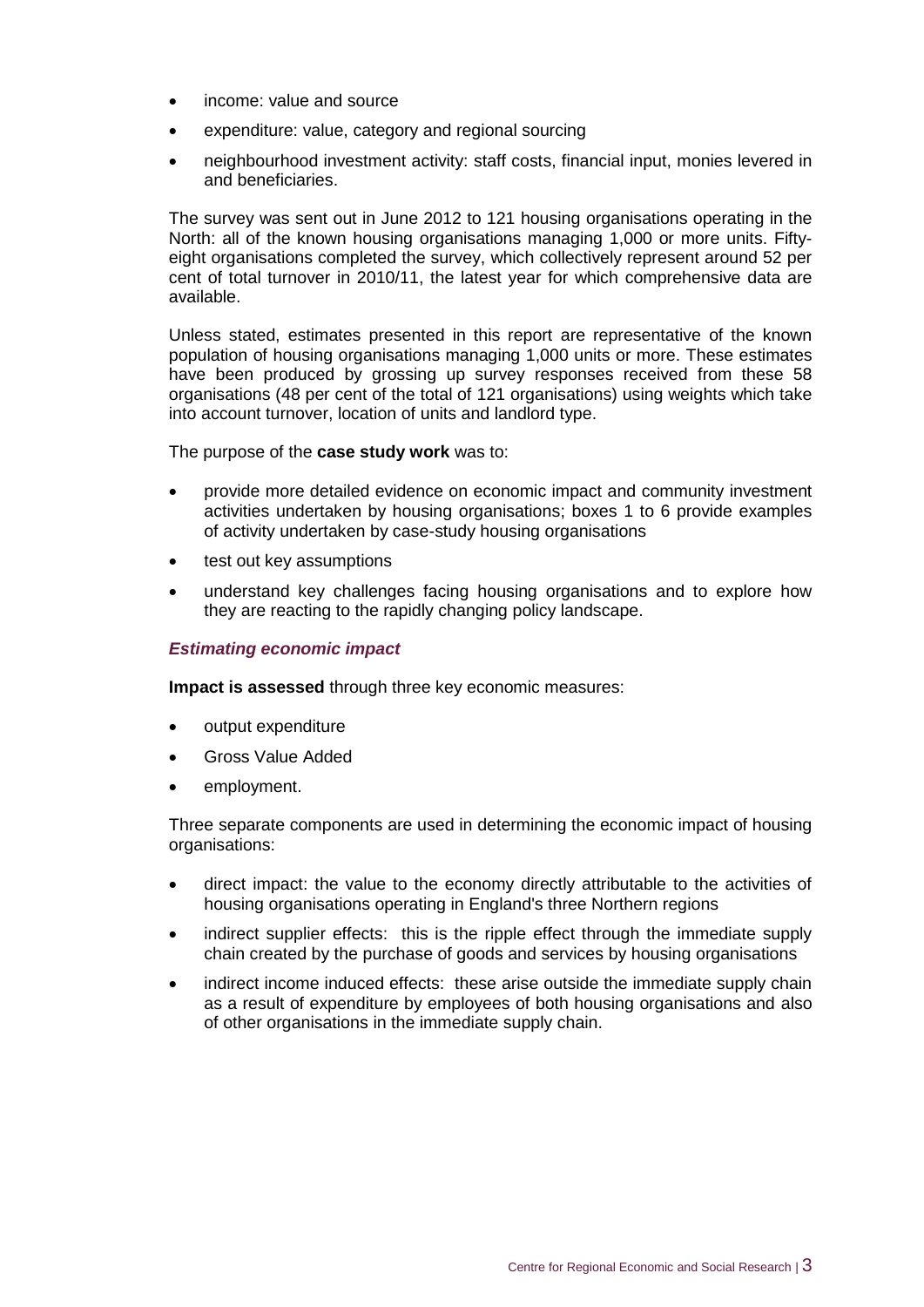- income: value and source
- expenditure: value, category and regional sourcing
- neighbourhood investment activity: staff costs, financial input, monies levered in and beneficiaries.

The survey was sent out in June 2012 to 121 housing organisations operating in the North: all of the known housing organisations managing 1,000 or more units. Fifty-eight organisations completed the survey, which collectively represent around 52 per cent of total turnover in 2010/11, the latest year for which comprehensive data are available.

Unless stated, estimates presented in this report are representative of the known population of housing organisations managing 1,000 units or more. These estimates have been produced by grossing up survey responses received from these 58 organisations (48 per cent of the total of 121 organisations) using weights which take into account turnover, location of units and landlord type.

The purpose of the **case study work** was to:

- provide more detailed evidence on economic impact and community investment activities undertaken by housing organisations; boxes 1 to 6 provide examples of activity undertaken by case-study housing organisations
- test out key assumptions
- understand key challenges facing housing organisations and to explore how they are reacting to the rapidly changing policy landscape.

### *Estimating economic impact*

**Impact is assessed** through three key economic measures:

- output expenditure
- Gross Value Added
- employment.

Three separate components are used in determining the economic impact of housing organisations:

- direct impact: the value to the economy directly attributable to the activities of housing organisations operating in England's three Northern regions
- indirect supplier effects: this is the ripple effect through the immediate supply chain created by the purchase of goods and services by housing organisations
- indirect income induced effects: these arise outside the immediate supply chain as a result of expenditure by employees of both housing organisations and also of other organisations in the immediate supply chain.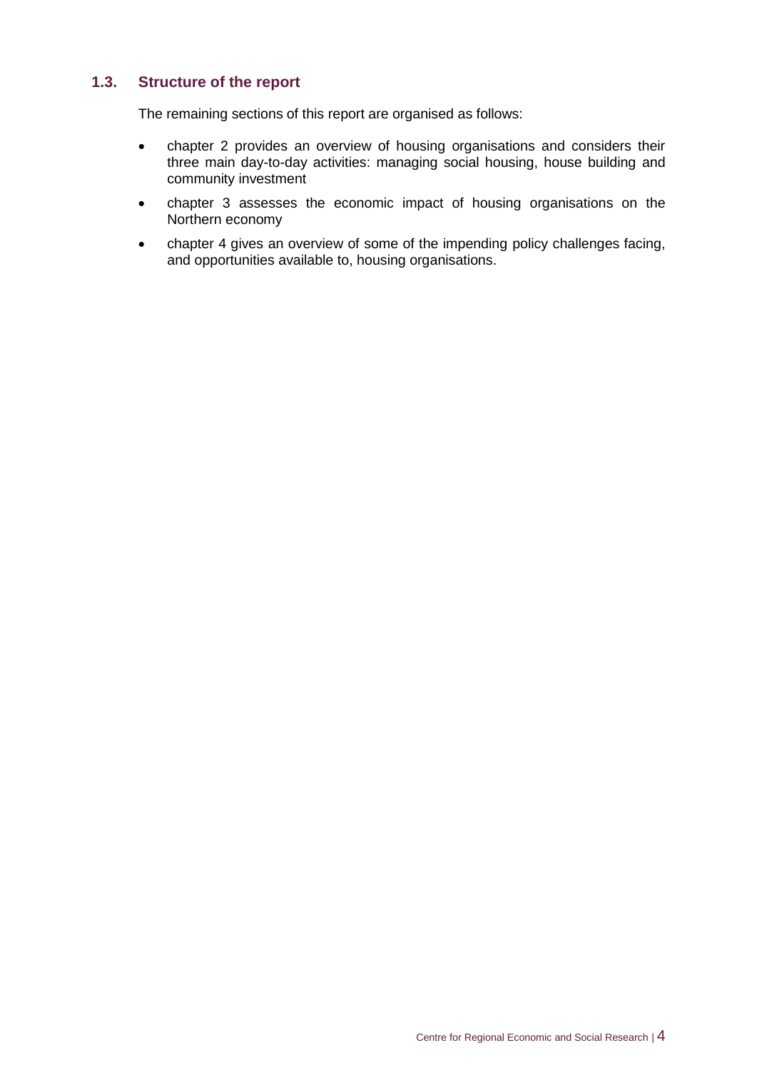## 1.3. Structure of the report

The remaining sections of this report are organised as follows:

- chapter 2 provides an overview of housing organisations and considers their three main day-to-day activities: managing social housing, house building and community investment
- chapter 3 assesses the economic impact of housing organisations on the Northern economy
- chapter 4 gives an overview of some of the impending policy challenges facing, and opportunities available to, housing organisations.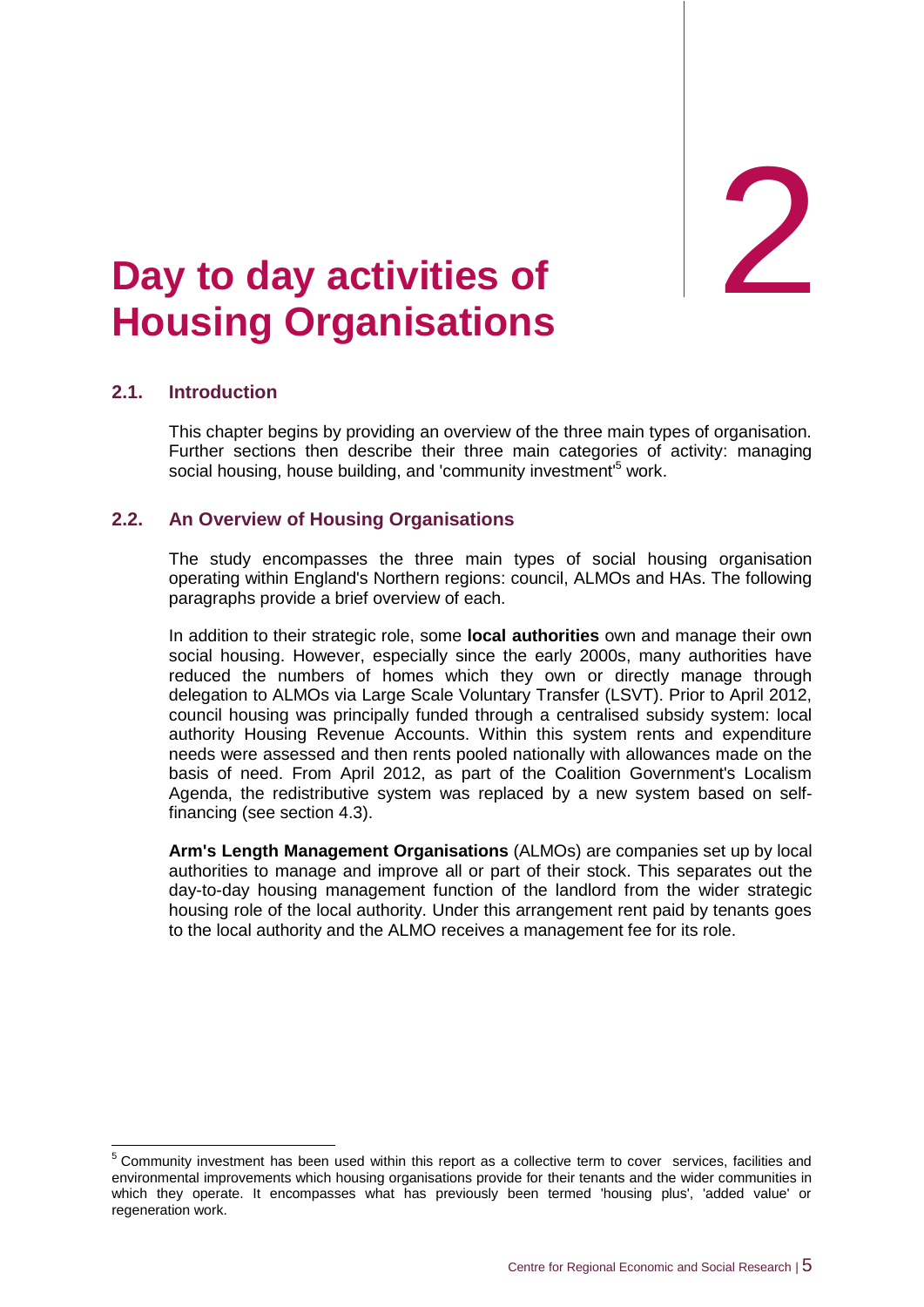# 2

# Day to day activities of Housing Organisations

## 2.1. Introduction

This chapter begins by providing an overview of the three main types of organisation. Further sections then describe their three main categories of activity: managing social housing, house building, and 'community investment'[5] work.

## 2.2. An Overview of Housing Organisations

The study encompasses the three main types of social housing organisation operating within England's Northern regions: council, ALMOs and HAs. The following paragraphs provide a brief overview of each.

In addition to their strategic role, some **local authorities** own and manage their own social housing. However, especially since the early 2000s, many authorities have reduced the numbers of homes which they own or directly manage through delegation to ALMOs via Large Scale Voluntary Transfer (LSVT). Prior to April 2012, council housing was principally funded through a centralised subsidy system: local authority Housing Revenue Accounts. Within this system rents and expenditure needs were assessed and then rents pooled nationally with allowances made on the basis of need. From April 2012, as part of the Coalition Government's Localism Agenda, the redistributive system was replaced by a new system based on self-financing (see section 4.3).

**Arm's Length Management Organisations** (ALMOs) are companies set up by local authorities to manage and improve all or part of their stock. This separates out the day-to-day housing management function of the landlord from the wider strategic housing role of the local authority. Under this arrangement rent paid by tenants goes to the local authority and the ALMO receives a management fee for its role.

---

[5] Community investment has been used within this report as a collective term to cover services, facilities and environmental improvements which housing organisations provide for their tenants and the wider communities in which they operate. It encompasses what has previously been termed 'housing plus', 'added value' or regeneration work.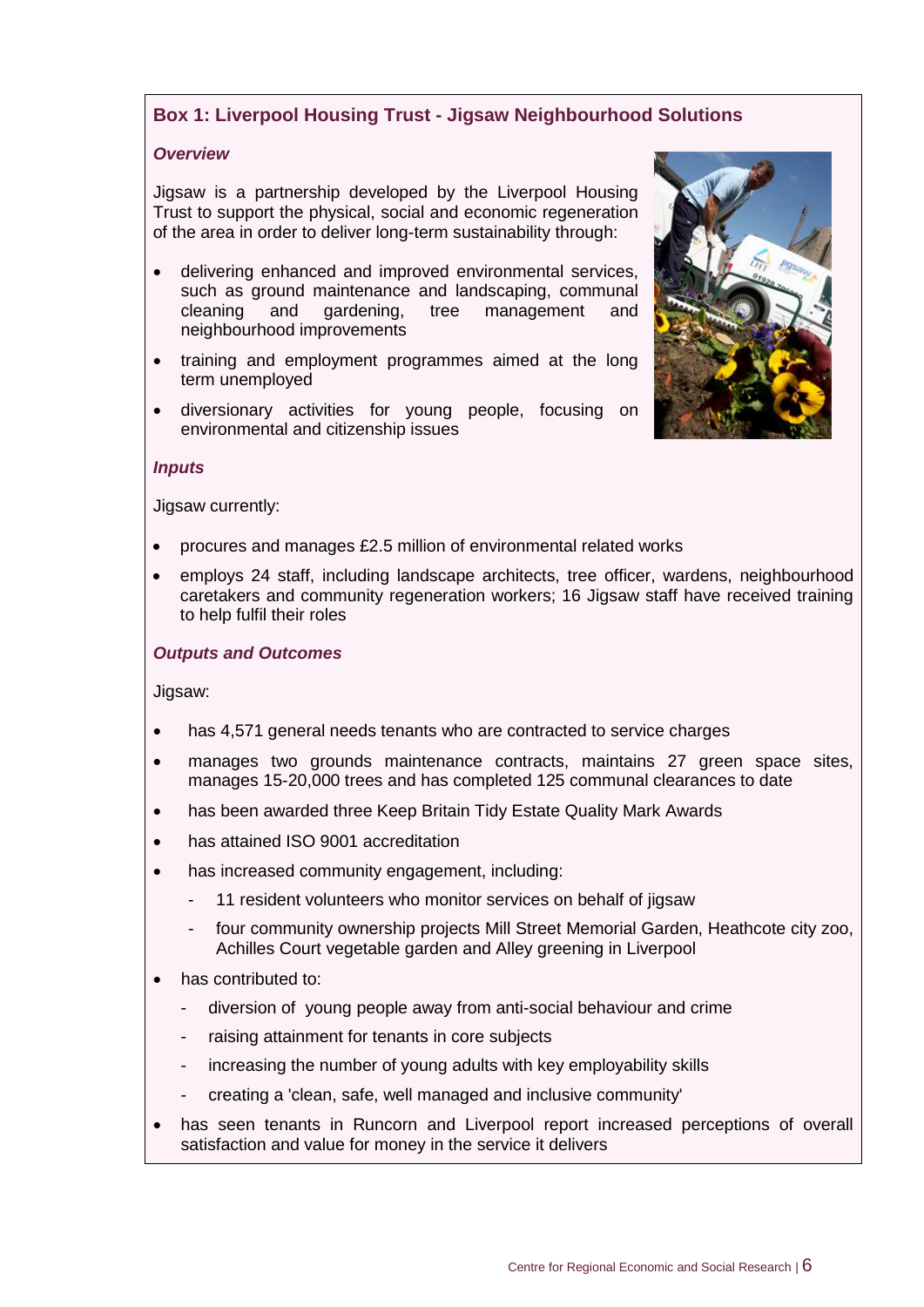## Box 1: Liverpool Housing Trust - Jigsaw Neighbourhood Solutions

***Overview***

Jigsaw is a partnership developed by the Liverpool Housing Trust to support the physical, social and economic regeneration of the area in order to deliver long-term sustainability through:

- delivering enhanced and improved environmental services, such as ground maintenance and landscaping, communal cleaning and gardening, tree management and neighbourhood improvements
- training and employment programmes aimed at the long term unemployed
- diversionary activities for young people, focusing on environmental and citizenship issues

***Inputs***

Jigsaw currently:

- procures and manages £2.5 million of environmental related works
- employs 24 staff, including landscape architects, tree officer, wardens, neighbourhood caretakers and community regeneration workers; 16 Jigsaw staff have received training to help fulfil their roles

***Outputs and Outcomes***

Jigsaw:

- has 4,571 general needs tenants who are contracted to service charges
- manages two grounds maintenance contracts, maintains 27 green space sites, manages 15-20,000 trees and has completed 125 communal clearances to date
- has been awarded three Keep Britain Tidy Estate Quality Mark Awards
- has attained ISO 9001 accreditation
- has increased community engagement, including:
  - 11 resident volunteers who monitor services on behalf of jigsaw
  - four community ownership projects Mill Street Memorial Garden, Heathcote city zoo, Achilles Court vegetable garden and Alley greening in Liverpool
- has contributed to:
  - diversion of young people away from anti-social behaviour and crime
  - raising attainment for tenants in core subjects
  - increasing the number of young adults with key employability skills
  - creating a 'clean, safe, well managed and inclusive community'
- has seen tenants in Runcorn and Liverpool report increased perceptions of overall satisfaction and value for money in the service it delivers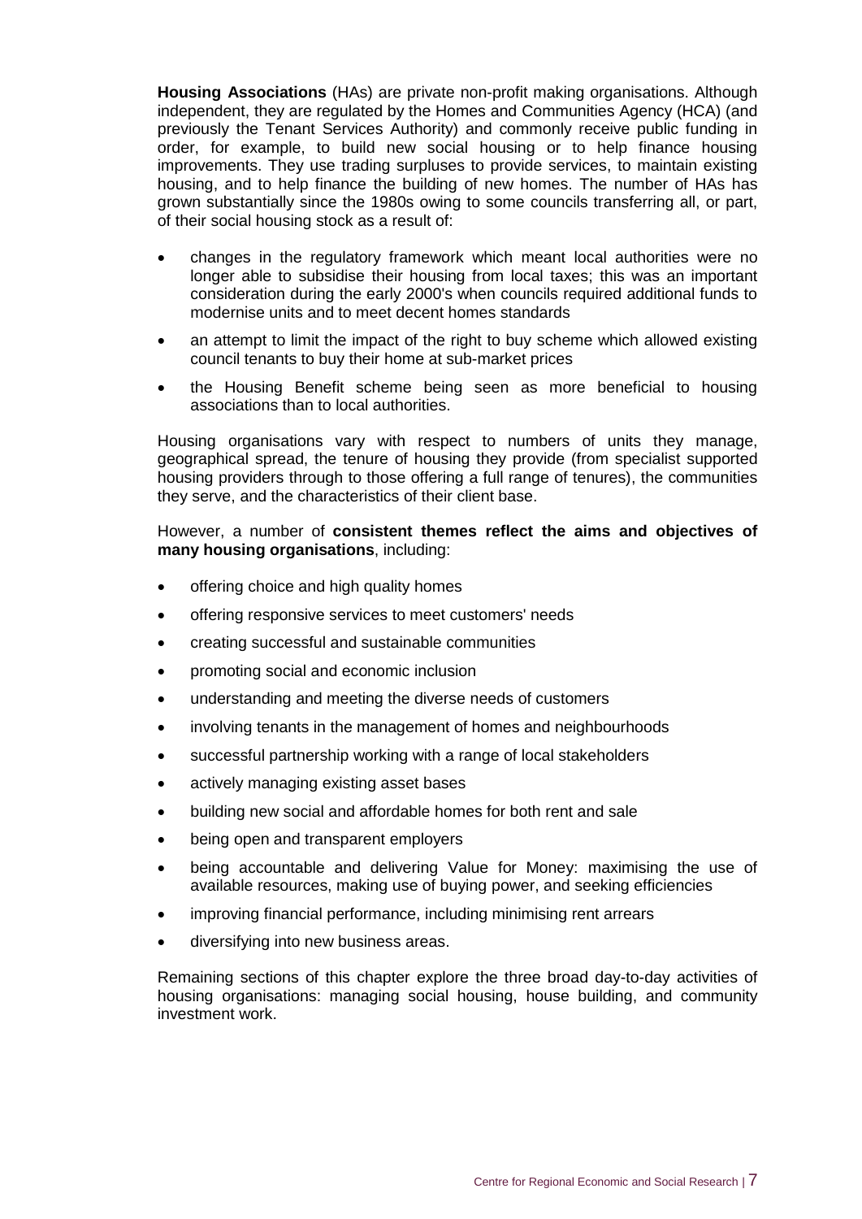**Housing Associations** (HAs) are private non-profit making organisations. Although independent, they are regulated by the Homes and Communities Agency (HCA) (and previously the Tenant Services Authority) and commonly receive public funding in order, for example, to build new social housing or to help finance housing improvements. They use trading surpluses to provide services, to maintain existing housing, and to help finance the building of new homes. The number of HAs has grown substantially since the 1980s owing to some councils transferring all, or part, of their social housing stock as a result of:

- changes in the regulatory framework which meant local authorities were no longer able to subsidise their housing from local taxes; this was an important consideration during the early 2000's when councils required additional funds to modernise units and to meet decent homes standards
- an attempt to limit the impact of the right to buy scheme which allowed existing council tenants to buy their home at sub-market prices
- the Housing Benefit scheme being seen as more beneficial to housing associations than to local authorities.

Housing organisations vary with respect to numbers of units they manage, geographical spread, the tenure of housing they provide (from specialist supported housing providers through to those offering a full range of tenures), the communities they serve, and the characteristics of their client base.

However, a number of **consistent themes reflect the aims and objectives of many housing organisations**, including:

- offering choice and high quality homes
- offering responsive services to meet customers' needs
- creating successful and sustainable communities
- promoting social and economic inclusion
- understanding and meeting the diverse needs of customers
- involving tenants in the management of homes and neighbourhoods
- successful partnership working with a range of local stakeholders
- actively managing existing asset bases
- building new social and affordable homes for both rent and sale
- being open and transparent employers
- being accountable and delivering Value for Money: maximising the use of available resources, making use of buying power, and seeking efficiencies
- improving financial performance, including minimising rent arrears
- diversifying into new business areas.

Remaining sections of this chapter explore the three broad day-to-day activities of housing organisations: managing social housing, house building, and community investment work.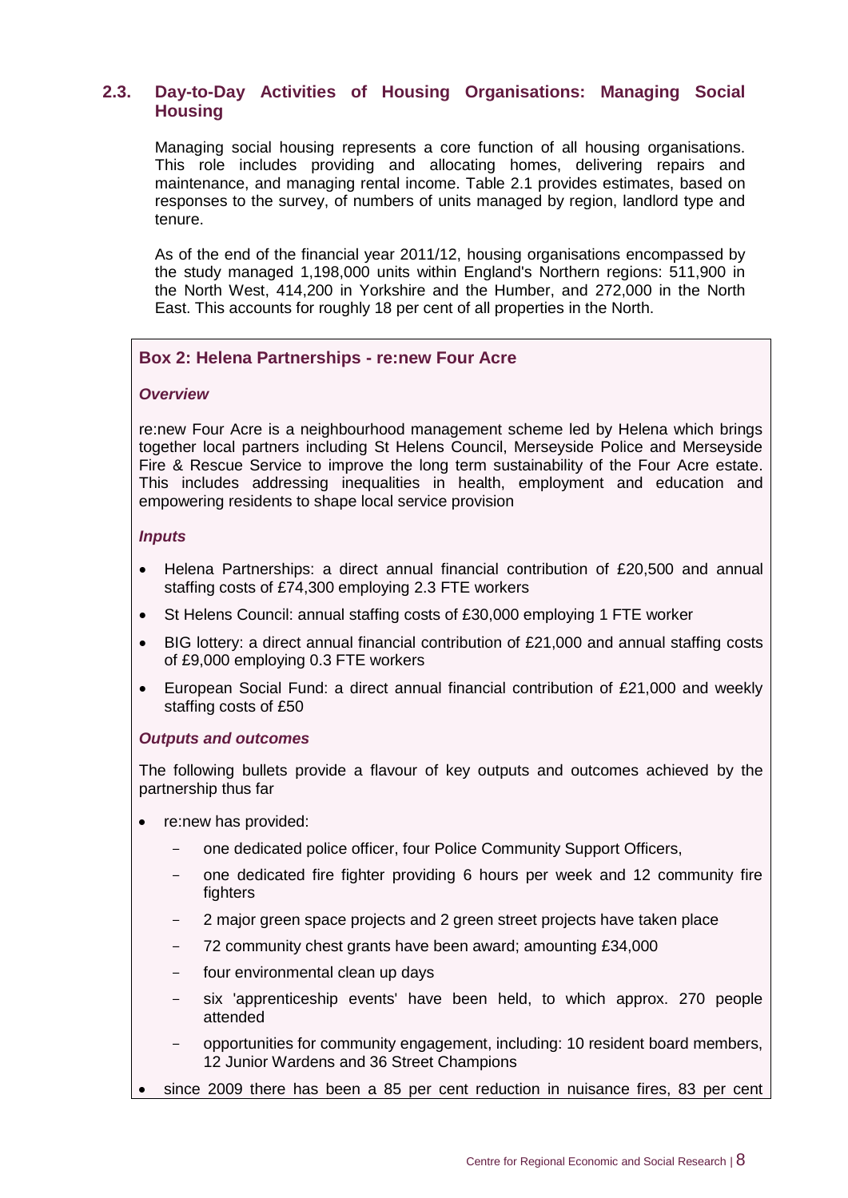## 2.3. Day-to-Day Activities of Housing Organisations: Managing Social Housing

Managing social housing represents a core function of all housing organisations. This role includes providing and allocating homes, delivering repairs and maintenance, and managing rental income. Table 2.1 provides estimates, based on responses to the survey, of numbers of units managed by region, landlord type and tenure.

As of the end of the financial year 2011/12, housing organisations encompassed by the study managed 1,198,000 units within England's Northern regions: 511,900 in the North West, 414,200 in Yorkshire and the Humber, and 272,000 in the North East. This accounts for roughly 18 per cent of all properties in the North.

### Box 2: Helena Partnerships - re:new Four Acre

***Overview***

re:new Four Acre is a neighbourhood management scheme led by Helena which brings together local partners including St Helens Council, Merseyside Police and Merseyside Fire & Rescue Service to improve the long term sustainability of the Four Acre estate. This includes addressing inequalities in health, employment and education and empowering residents to shape local service provision

***Inputs***

- Helena Partnerships: a direct annual financial contribution of £20,500 and annual staffing costs of £74,300 employing 2.3 FTE workers
- St Helens Council: annual staffing costs of £30,000 employing 1 FTE worker
- BIG lottery: a direct annual financial contribution of £21,000 and annual staffing costs of £9,000 employing 0.3 FTE workers
- European Social Fund: a direct annual financial contribution of £21,000 and weekly staffing costs of £50

***Outputs and outcomes***

The following bullets provide a flavour of key outputs and outcomes achieved by the partnership thus far

- re:new has provided:
  - one dedicated police officer, four Police Community Support Officers,
  - one dedicated fire fighter providing 6 hours per week and 12 community fire fighters
  - 2 major green space projects and 2 green street projects have taken place
  - 72 community chest grants have been award; amounting £34,000
  - four environmental clean up days
  - six 'apprenticeship events' have been held, to which approx. 270 people attended
  - opportunities for community engagement, including: 10 resident board members, 12 Junior Wardens and 36 Street Champions
- since 2009 there has been a 85 per cent reduction in nuisance fires, 83 per cent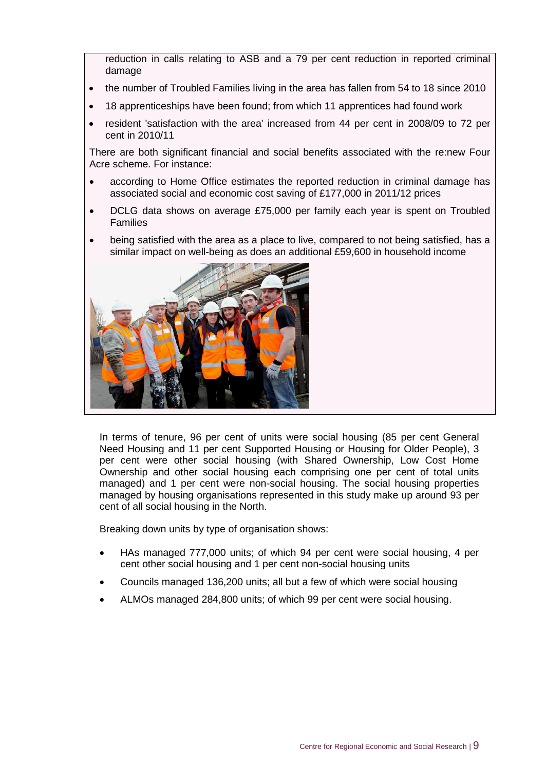reduction in calls relating to ASB and a 79 per cent reduction in reported criminal damage

- the number of Troubled Families living in the area has fallen from 54 to 18 since 2010
- 18 apprenticeships have been found; from which 11 apprentices had found work
- resident 'satisfaction with the area' increased from 44 per cent in 2008/09 to 72 per cent in 2010/11

There are both significant financial and social benefits associated with the re:new Four Acre scheme. For instance:

- according to Home Office estimates the reported reduction in criminal damage has associated social and economic cost saving of £177,000 in 2011/12 prices
- DCLG data shows on average £75,000 per family each year is spent on Troubled Families
- being satisfied with the area as a place to live, compared to not being satisfied, has a similar impact on well-being as does an additional £59,600 in household income

In terms of tenure, 96 per cent of units were social housing (85 per cent General Need Housing and 11 per cent Supported Housing or Housing for Older People), 3 per cent were other social housing (with Shared Ownership, Low Cost Home Ownership and other social housing each comprising one per cent of total units managed) and 1 per cent were non-social housing. The social housing properties managed by housing organisations represented in this study make up around 93 per cent of all social housing in the North.

Breaking down units by type of organisation shows:

- HAs managed 777,000 units; of which 94 per cent were social housing, 4 per cent other social housing and 1 per cent non-social housing units
- Councils managed 136,200 units; all but a few of which were social housing
- ALMOs managed 284,800 units; of which 99 per cent were social housing.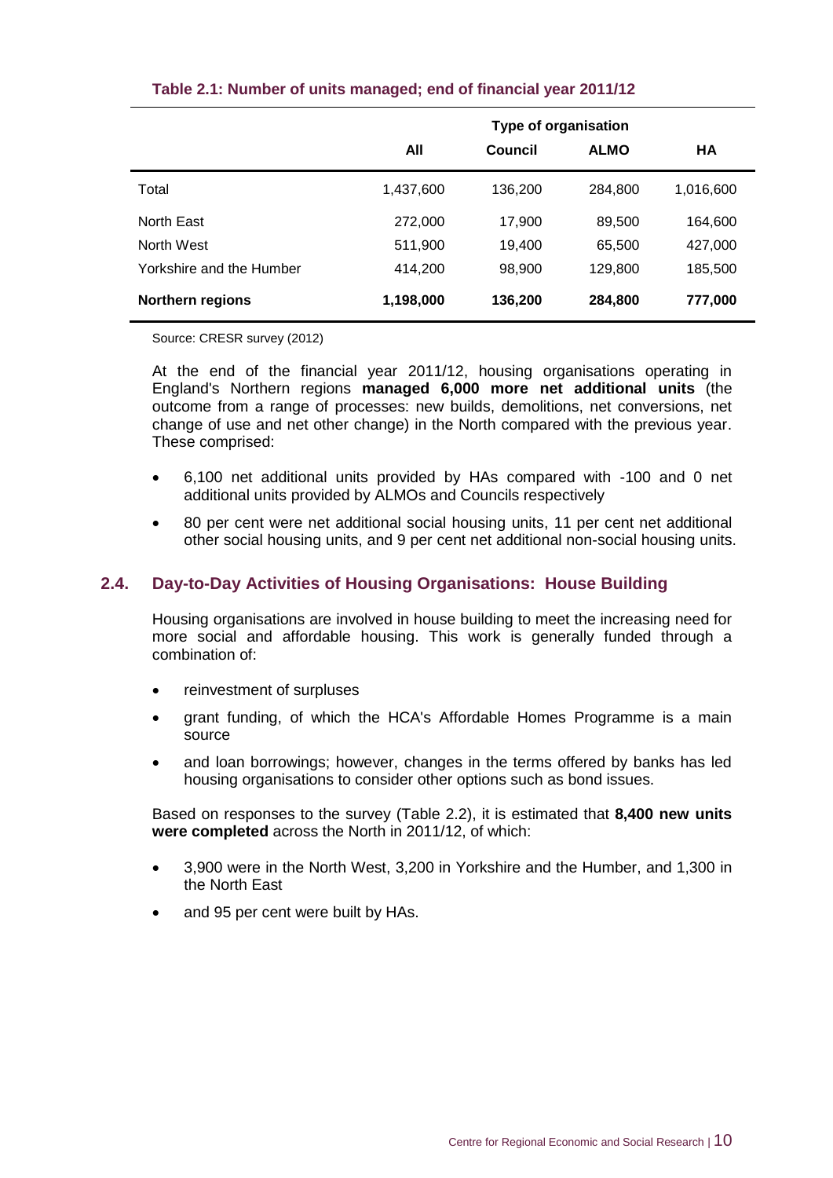**Table 2.1: Number of units managed; end of financial year 2011/12**

| | | Type of organisation | | |
|---|---|---|---|---|
| | All | Council | ALMO | HA |
| Total | 1,437,600 | 136,200 | 284,800 | 1,016,600 |
| North East | 272,000 | 17,900 | 89,500 | 164,600 |
| North West | 511,900 | 19,400 | 65,500 | 427,000 |
| Yorkshire and the Humber | 414,200 | 98,900 | 129,800 | 185,500 |
| **Northern regions** | **1,198,000** | **136,200** | **284,800** | **777,000** |

Source: CRESR survey (2012)

At the end of the financial year 2011/12, housing organisations operating in England's Northern regions **managed 6,000 more net additional units** (the outcome from a range of processes: new builds, demolitions, net conversions, net change of use and net other change) in the North compared with the previous year. These comprised:

- 6,100 net additional units provided by HAs compared with -100 and 0 net additional units provided by ALMOs and Councils respectively
- 80 per cent were net additional social housing units, 11 per cent net additional other social housing units, and 9 per cent net additional non-social housing units.

## 2.4. Day-to-Day Activities of Housing Organisations: House Building

Housing organisations are involved in house building to meet the increasing need for more social and affordable housing. This work is generally funded through a combination of:

- reinvestment of surpluses
- grant funding, of which the HCA's Affordable Homes Programme is a main source
- and loan borrowings; however, changes in the terms offered by banks has led housing organisations to consider other options such as bond issues.

Based on responses to the survey (Table 2.2), it is estimated that **8,400 new units were completed** across the North in 2011/12, of which:

- 3,900 were in the North West, 3,200 in Yorkshire and the Humber, and 1,300 in the North East
- and 95 per cent were built by HAs.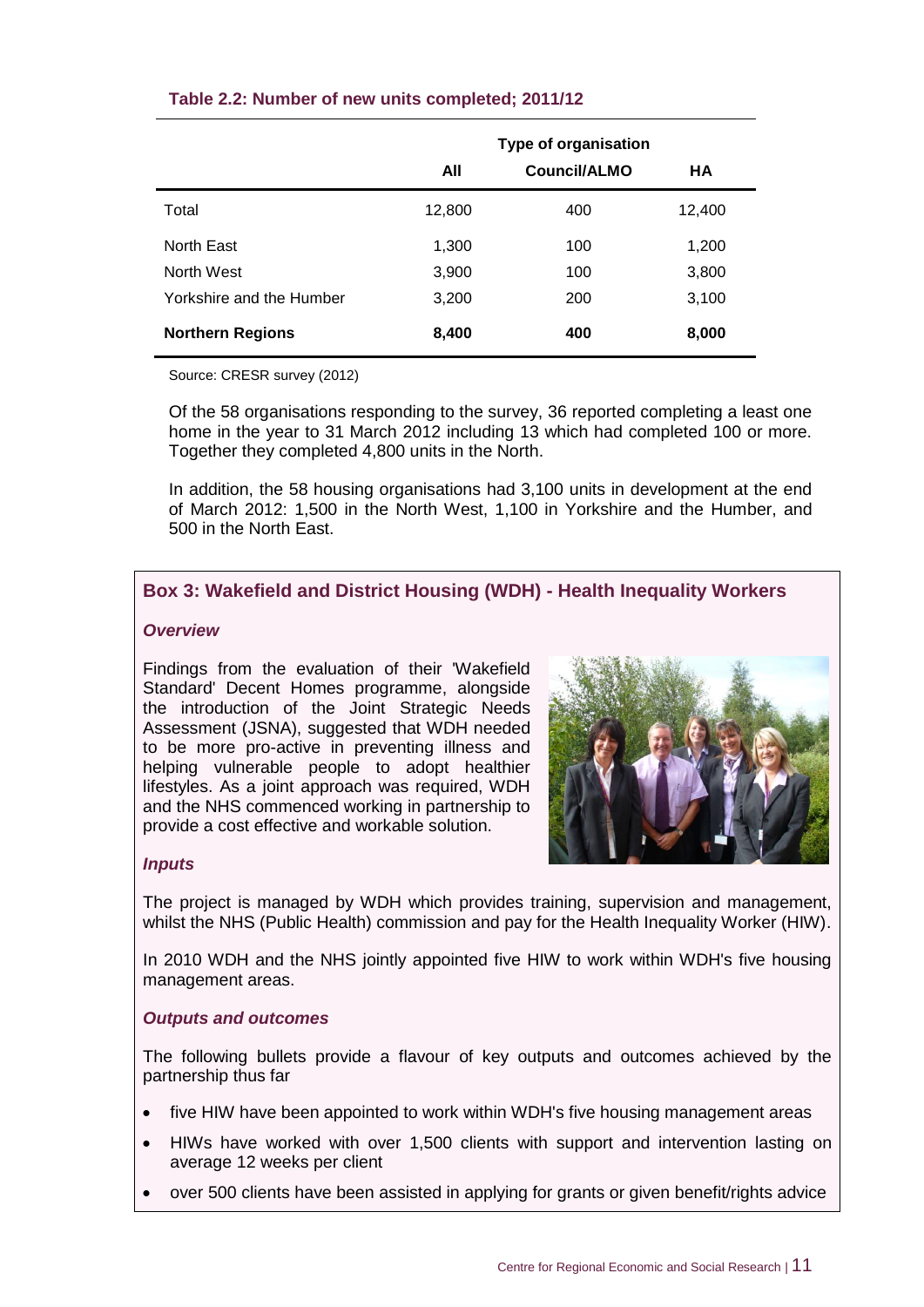**Table 2.2: Number of new units completed; 2011/12**

| | All | Type of organisation | |
|---|---|---|---|
| | | Council/ALMO | HA |
| Total | 12,800 | 400 | 12,400 |
| North East | 1,300 | 100 | 1,200 |
| North West | 3,900 | 100 | 3,800 |
| Yorkshire and the Humber | 3,200 | 200 | 3,100 |
| **Northern Regions** | **8,400** | **400** | **8,000** |

Source: CRESR survey (2012)

Of the 58 organisations responding to the survey, 36 reported completing a least one home in the year to 31 March 2012 including 13 which had completed 100 or more. Together they completed 4,800 units in the North.

In addition, the 58 housing organisations had 3,100 units in development at the end of March 2012: 1,500 in the North West, 1,100 in Yorkshire and the Humber, and 500 in the North East.

### Box 3: Wakefield and District Housing (WDH) - Health Inequality Workers

***Overview***

Findings from the evaluation of their 'Wakefield Standard' Decent Homes programme, alongside the introduction of the Joint Strategic Needs Assessment (JSNA), suggested that WDH needed to be more pro-active in preventing illness and helping vulnerable people to adopt healthier lifestyles. As a joint approach was required, WDH and the NHS commenced working in partnership to provide a cost effective and workable solution.

***Inputs***

The project is managed by WDH which provides training, supervision and management, whilst the NHS (Public Health) commission and pay for the Health Inequality Worker (HIW).

In 2010 WDH and the NHS jointly appointed five HIW to work within WDH's five housing management areas.

***Outputs and outcomes***

The following bullets provide a flavour of key outputs and outcomes achieved by the partnership thus far

- five HIW have been appointed to work within WDH's five housing management areas
- HIWs have worked with over 1,500 clients with support and intervention lasting on average 12 weeks per client
- over 500 clients have been assisted in applying for grants or given benefit/rights advice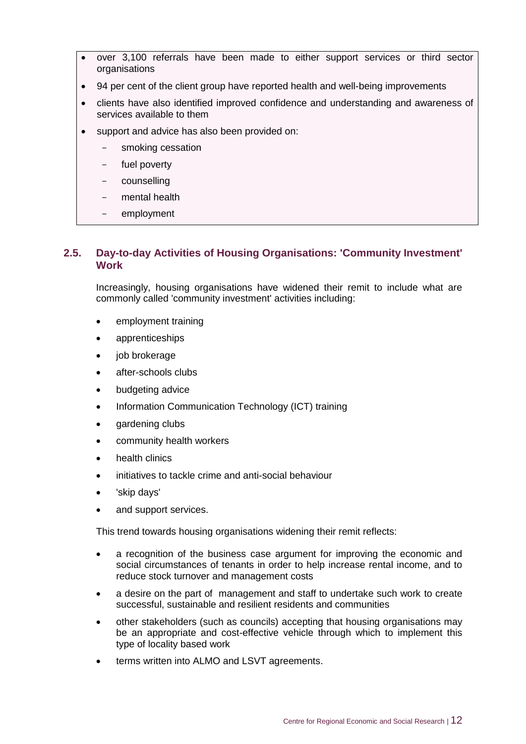- over 3,100 referrals have been made to either support services or third sector organisations
- 94 per cent of the client group have reported health and well-being improvements
- clients have also identified improved confidence and understanding and awareness of services available to them
- support and advice has also been provided on:
  - smoking cessation
  - fuel poverty
  - counselling
  - mental health
  - employment

## 2.5. Day-to-day Activities of Housing Organisations: 'Community Investment' Work

Increasingly, housing organisations have widened their remit to include what are commonly called 'community investment' activities including:

- employment training
- apprenticeships
- job brokerage
- after-schools clubs
- budgeting advice
- Information Communication Technology (ICT) training
- gardening clubs
- community health workers
- health clinics
- initiatives to tackle crime and anti-social behaviour
- 'skip days'
- and support services.

This trend towards housing organisations widening their remit reflects:

- a recognition of the business case argument for improving the economic and social circumstances of tenants in order to help increase rental income, and to reduce stock turnover and management costs
- a desire on the part of management and staff to undertake such work to create successful, sustainable and resilient residents and communities
- other stakeholders (such as councils) accepting that housing organisations may be an appropriate and cost-effective vehicle through which to implement this type of locality based work
- terms written into ALMO and LSVT agreements.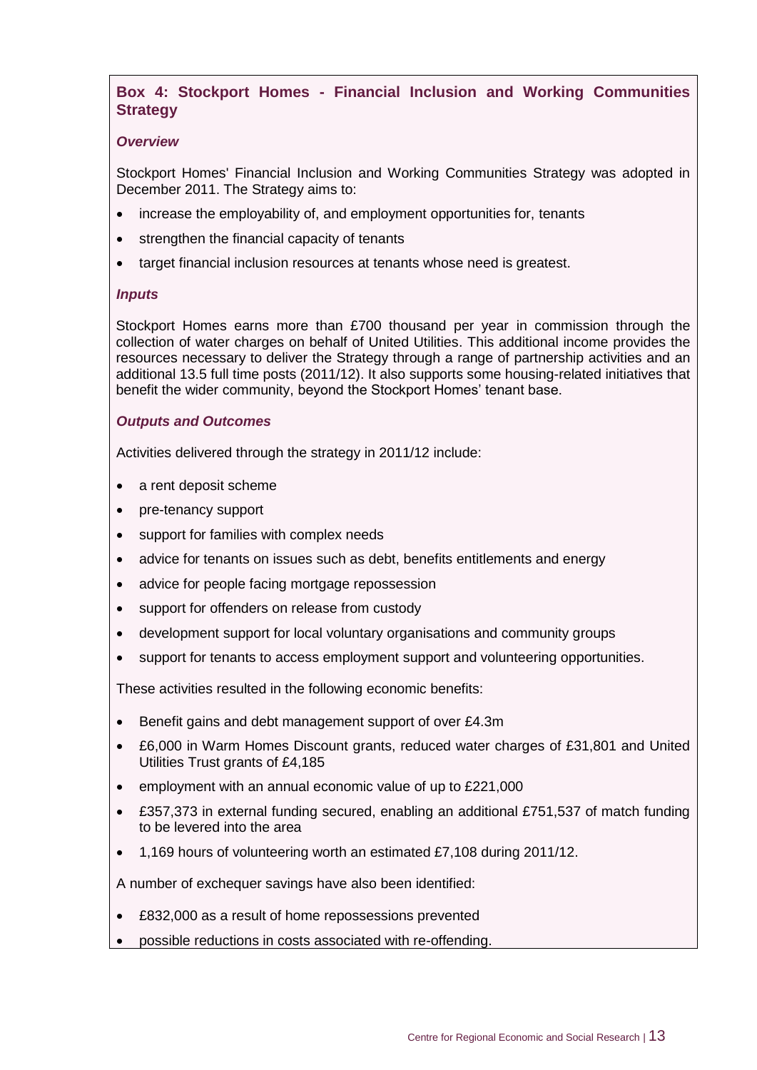## Box 4: Stockport Homes - Financial Inclusion and Working Communities Strategy

### *Overview*

Stockport Homes' Financial Inclusion and Working Communities Strategy was adopted in December 2011. The Strategy aims to:

- increase the employability of, and employment opportunities for, tenants
- strengthen the financial capacity of tenants
- target financial inclusion resources at tenants whose need is greatest.

### *Inputs*

Stockport Homes earns more than £700 thousand per year in commission through the collection of water charges on behalf of United Utilities. This additional income provides the resources necessary to deliver the Strategy through a range of partnership activities and an additional 13.5 full time posts (2011/12). It also supports some housing-related initiatives that benefit the wider community, beyond the Stockport Homes' tenant base.

### *Outputs and Outcomes*

Activities delivered through the strategy in 2011/12 include:

- a rent deposit scheme
- pre-tenancy support
- support for families with complex needs
- advice for tenants on issues such as debt, benefits entitlements and energy
- advice for people facing mortgage repossession
- support for offenders on release from custody
- development support for local voluntary organisations and community groups
- support for tenants to access employment support and volunteering opportunities.

These activities resulted in the following economic benefits:

- Benefit gains and debt management support of over £4.3m
- £6,000 in Warm Homes Discount grants, reduced water charges of £31,801 and United Utilities Trust grants of £4,185
- employment with an annual economic value of up to £221,000
- £357,373 in external funding secured, enabling an additional £751,537 of match funding to be levered into the area
- 1,169 hours of volunteering worth an estimated £7,108 during 2011/12.

A number of exchequer savings have also been identified:

- £832,000 as a result of home repossessions prevented
- possible reductions in costs associated with re-offending.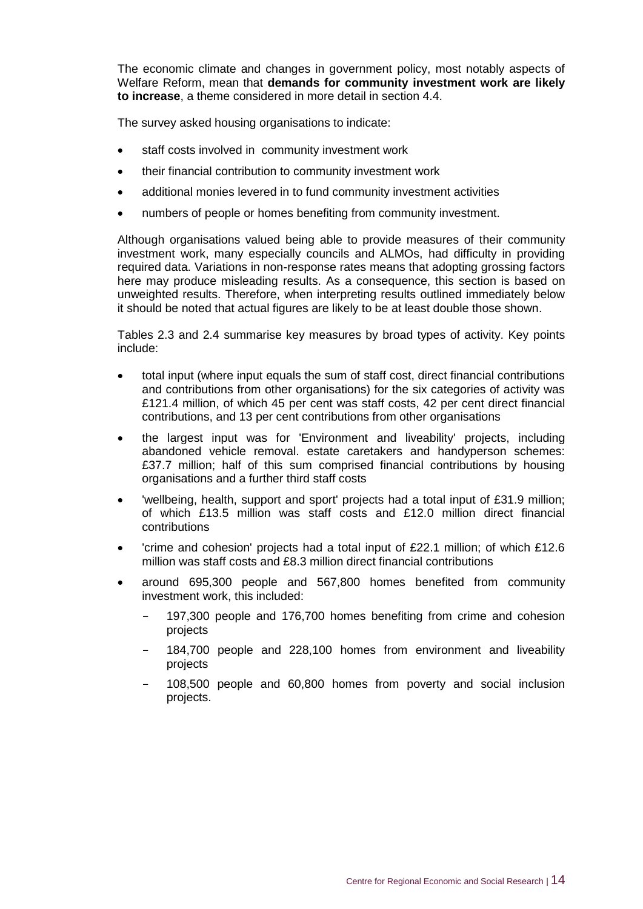The economic climate and changes in government policy, most notably aspects of Welfare Reform, mean that **demands for community investment work are likely to increase**, a theme considered in more detail in section 4.4.

The survey asked housing organisations to indicate:

- staff costs involved in community investment work
- their financial contribution to community investment work
- additional monies levered in to fund community investment activities
- numbers of people or homes benefiting from community investment.

Although organisations valued being able to provide measures of their community investment work, many especially councils and ALMOs, had difficulty in providing required data. Variations in non-response rates means that adopting grossing factors here may produce misleading results. As a consequence, this section is based on unweighted results. Therefore, when interpreting results outlined immediately below it should be noted that actual figures are likely to be at least double those shown.

Tables 2.3 and 2.4 summarise key measures by broad types of activity. Key points include:

- total input (where input equals the sum of staff cost, direct financial contributions and contributions from other organisations) for the six categories of activity was £121.4 million, of which 45 per cent was staff costs, 42 per cent direct financial contributions, and 13 per cent contributions from other organisations
- the largest input was for 'Environment and liveability' projects, including abandoned vehicle removal. estate caretakers and handyperson schemes: £37.7 million; half of this sum comprised financial contributions by housing organisations and a further third staff costs
- 'wellbeing, health, support and sport' projects had a total input of £31.9 million; of which £13.5 million was staff costs and £12.0 million direct financial contributions
- 'crime and cohesion' projects had a total input of £22.1 million; of which £12.6 million was staff costs and £8.3 million direct financial contributions
- around 695,300 people and 567,800 homes benefited from community investment work, this included:
  - 197,300 people and 176,700 homes benefiting from crime and cohesion projects
  - 184,700 people and 228,100 homes from environment and liveability projects
  - 108,500 people and 60,800 homes from poverty and social inclusion projects.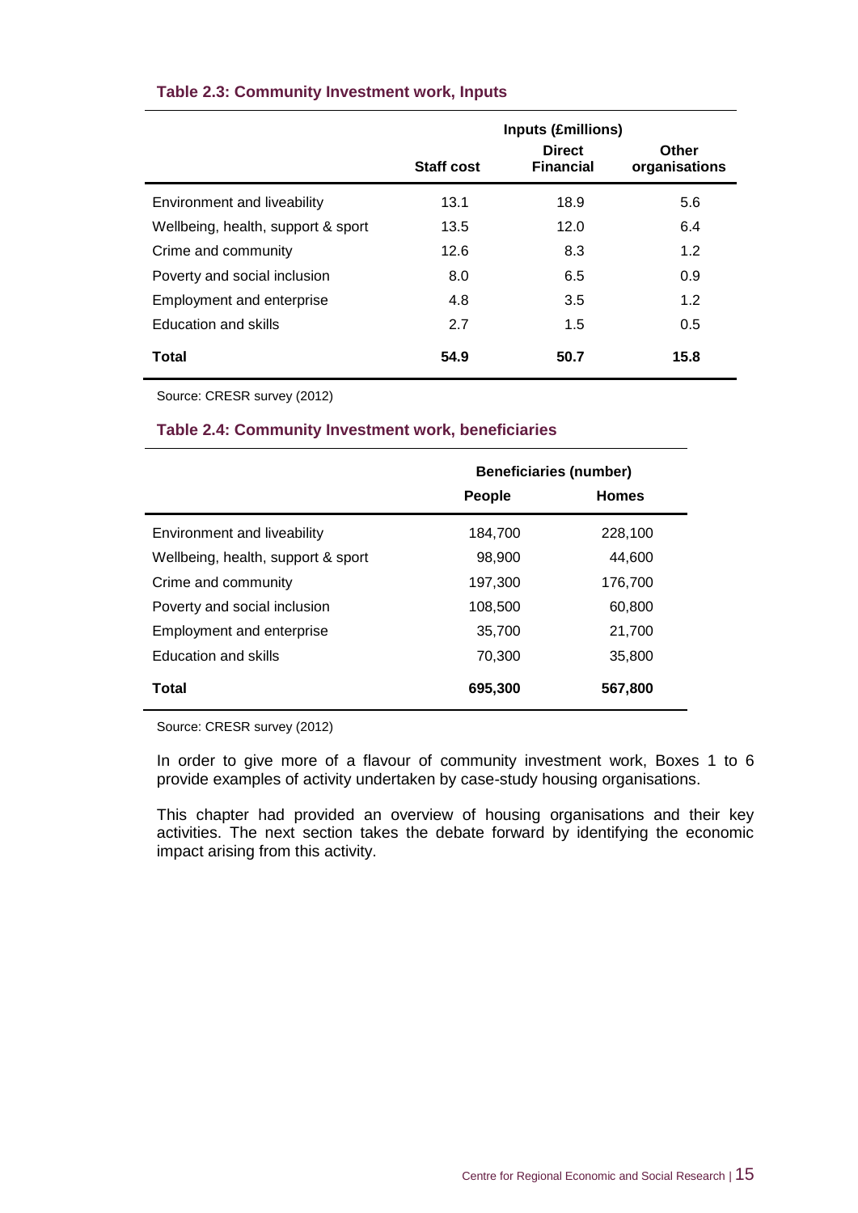**Table 2.3: Community Investment work, Inputs**

| | Inputs (£millions) | | |
|---|---|---|---|
| | Staff cost | Direct Financial | Other organisations |
| Environment and liveability | 13.1 | 18.9 | 5.6 |
| Wellbeing, health, support & sport | 13.5 | 12.0 | 6.4 |
| Crime and community | 12.6 | 8.3 | 1.2 |
| Poverty and social inclusion | 8.0 | 6.5 | 0.9 |
| Employment and enterprise | 4.8 | 3.5 | 1.2 |
| Education and skills | 2.7 | 1.5 | 0.5 |
| **Total** | **54.9** | **50.7** | **15.8** |

Source: CRESR survey (2012)

**Table 2.4: Community Investment work, beneficiaries**

| | Beneficiaries (number) | |
|---|---|---|
| | People | Homes |
| Environment and liveability | 184,700 | 228,100 |
| Wellbeing, health, support & sport | 98,900 | 44,600 |
| Crime and community | 197,300 | 176,700 |
| Poverty and social inclusion | 108,500 | 60,800 |
| Employment and enterprise | 35,700 | 21,700 |
| Education and skills | 70,300 | 35,800 |
| **Total** | **695,300** | **567,800** |

Source: CRESR survey (2012)

In order to give more of a flavour of community investment work, Boxes 1 to 6 provide examples of activity undertaken by case-study housing organisations.

This chapter had provided an overview of housing organisations and their key activities. The next section takes the debate forward by identifying the economic impact arising from this activity.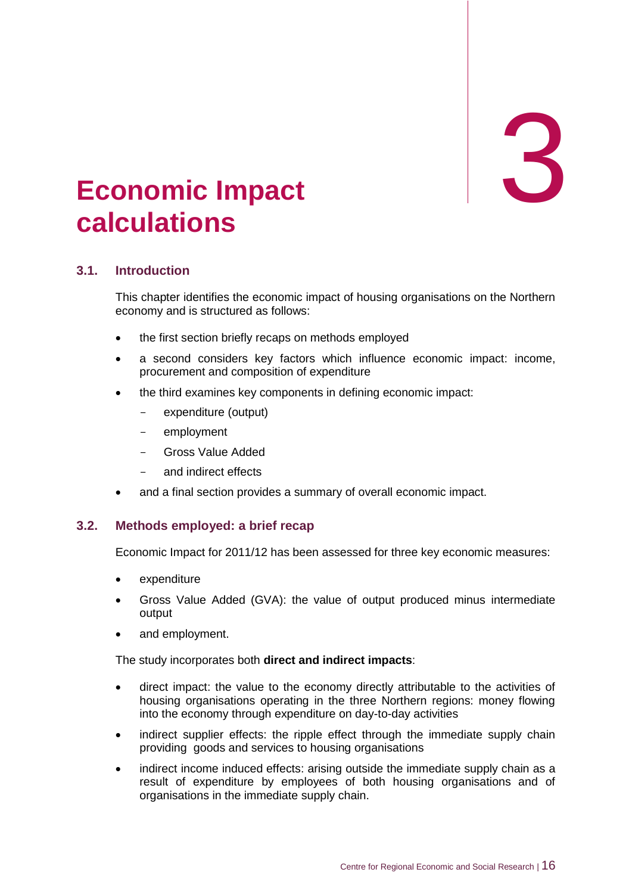# 3

# Economic Impact calculations

## 3.1. Introduction

This chapter identifies the economic impact of housing organisations on the Northern economy and is structured as follows:

- the first section briefly recaps on methods employed
- a second considers key factors which influence economic impact: income, procurement and composition of expenditure
- the third examines key components in defining economic impact:
  - expenditure (output)
  - employment
  - Gross Value Added
  - and indirect effects
- and a final section provides a summary of overall economic impact.

## 3.2. Methods employed: a brief recap

Economic Impact for 2011/12 has been assessed for three key economic measures:

- expenditure
- Gross Value Added (GVA): the value of output produced minus intermediate output
- and employment.

The study incorporates both **direct and indirect impacts**:

- direct impact: the value to the economy directly attributable to the activities of housing organisations operating in the three Northern regions: money flowing into the economy through expenditure on day-to-day activities
- indirect supplier effects: the ripple effect through the immediate supply chain providing goods and services to housing organisations
- indirect income induced effects: arising outside the immediate supply chain as a result of expenditure by employees of both housing organisations and of organisations in the immediate supply chain.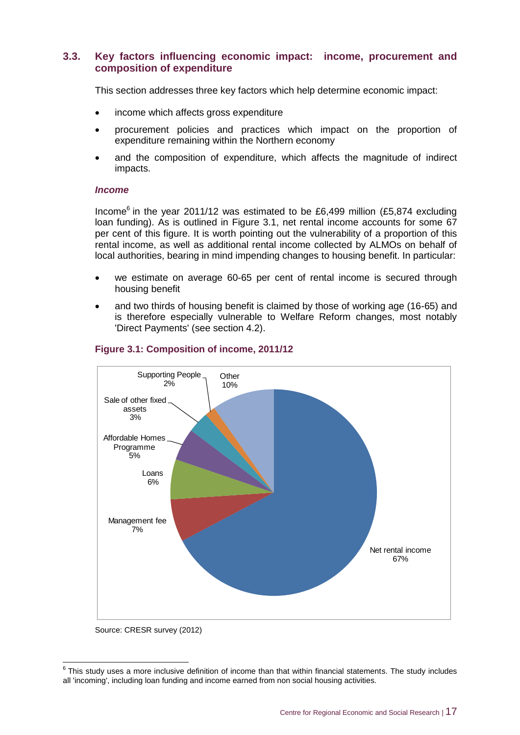### 3.3. Key factors influencing economic impact: income, procurement and composition of expenditure

This section addresses three key factors which help determine economic impact:

- income which affects gross expenditure
- procurement policies and practices which impact on the proportion of expenditure remaining within the Northern economy
- and the composition of expenditure, which affects the magnitude of indirect impacts.

#### *Income*

Income[6] in the year 2011/12 was estimated to be £6,499 million (£5,874 excluding loan funding). As is outlined in Figure 3.1, net rental income accounts for some 67 per cent of this figure. It is worth pointing out the vulnerability of a proportion of this rental income, as well as additional rental income collected by ALMOs on behalf of local authorities, bearing in mind impending changes to housing benefit. In particular:

- we estimate on average 60-65 per cent of rental income is secured through housing benefit
- and two thirds of housing benefit is claimed by those of working age (16-65) and is therefore especially vulnerable to Welfare Reform changes, most notably 'Direct Payments' (see section 4.2).

**Figure 3.1: Composition of income, 2011/12**

| Category | Share |
|---|---|
| Net rental income | 67% |
| Management fee | 7% |
| Loans | 6% |
| Affordable Homes Programme | 5% |
| Sale of other fixed assets | 3% |
| Supporting People | 2% |
| Other | 10% |

Source: CRESR survey (2012)

[6] This study uses a more inclusive definition of income than that within financial statements. The study includes all 'incoming', including loan funding and income earned from non social housing activities.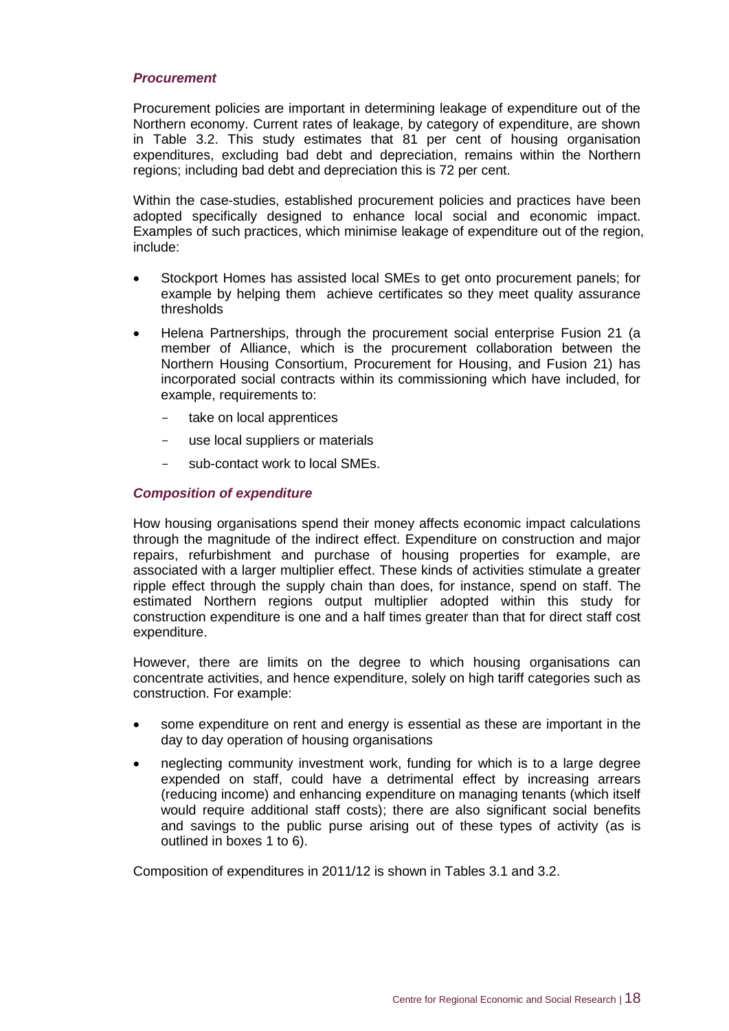### *Procurement*

Procurement policies are important in determining leakage of expenditure out of the Northern economy. Current rates of leakage, by category of expenditure, are shown in Table 3.2. This study estimates that 81 per cent of housing organisation expenditures, excluding bad debt and depreciation, remains within the Northern regions; including bad debt and depreciation this is 72 per cent.

Within the case-studies, established procurement policies and practices have been adopted specifically designed to enhance local social and economic impact. Examples of such practices, which minimise leakage of expenditure out of the region, include:

- Stockport Homes has assisted local SMEs to get onto procurement panels; for example by helping them achieve certificates so they meet quality assurance thresholds
- Helena Partnerships, through the procurement social enterprise Fusion 21 (a member of Alliance, which is the procurement collaboration between the Northern Housing Consortium, Procurement for Housing, and Fusion 21) has incorporated social contracts within its commissioning which have included, for example, requirements to:
  - take on local apprentices
  - use local suppliers or materials
  - sub-contact work to local SMEs.

### *Composition of expenditure*

How housing organisations spend their money affects economic impact calculations through the magnitude of the indirect effect. Expenditure on construction and major repairs, refurbishment and purchase of housing properties for example, are associated with a larger multiplier effect. These kinds of activities stimulate a greater ripple effect through the supply chain than does, for instance, spend on staff. The estimated Northern regions output multiplier adopted within this study for construction expenditure is one and a half times greater than that for direct staff cost expenditure.

However, there are limits on the degree to which housing organisations can concentrate activities, and hence expenditure, solely on high tariff categories such as construction. For example:

- some expenditure on rent and energy is essential as these are important in the day to day operation of housing organisations
- neglecting community investment work, funding for which is to a large degree expended on staff, could have a detrimental effect by increasing arrears (reducing income) and enhancing expenditure on managing tenants (which itself would require additional staff costs); there are also significant social benefits and savings to the public purse arising out of these types of activity (as is outlined in boxes 1 to 6).

Composition of expenditures in 2011/12 is shown in Tables 3.1 and 3.2.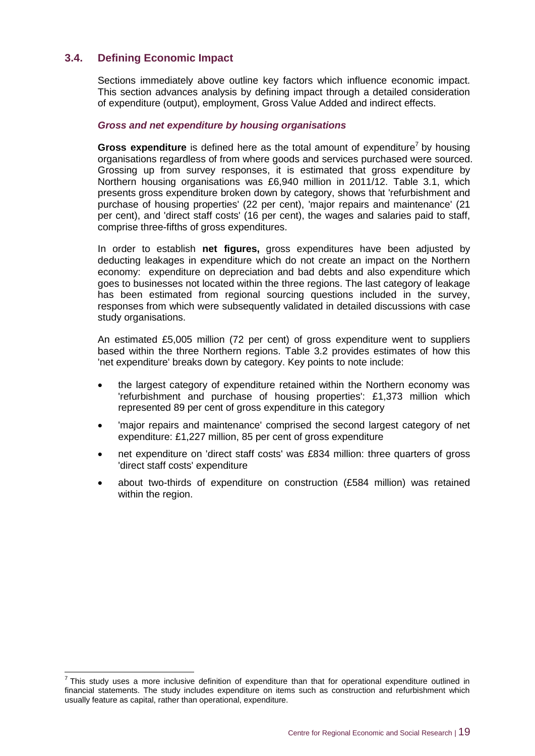## 3.4. Defining Economic Impact

Sections immediately above outline key factors which influence economic impact. This section advances analysis by defining impact through a detailed consideration of expenditure (output), employment, Gross Value Added and indirect effects.

***Gross and net expenditure by housing organisations***

**Gross expenditure** is defined here as the total amount of expenditure[7] by housing organisations regardless of from where goods and services purchased were sourced. Grossing up from survey responses, it is estimated that gross expenditure by Northern housing organisations was £6,940 million in 2011/12. Table 3.1, which presents gross expenditure broken down by category, shows that 'refurbishment and purchase of housing properties' (22 per cent), 'major repairs and maintenance' (21 per cent), and 'direct staff costs' (16 per cent), the wages and salaries paid to staff, comprise three-fifths of gross expenditures.

In order to establish **net figures,** gross expenditures have been adjusted by deducting leakages in expenditure which do not create an impact on the Northern economy: expenditure on depreciation and bad debts and also expenditure which goes to businesses not located within the three regions. The last category of leakage has been estimated from regional sourcing questions included in the survey, responses from which were subsequently validated in detailed discussions with case study organisations.

An estimated £5,005 million (72 per cent) of gross expenditure went to suppliers based within the three Northern regions. Table 3.2 provides estimates of how this 'net expenditure' breaks down by category. Key points to note include:

- the largest category of expenditure retained within the Northern economy was 'refurbishment and purchase of housing properties': £1,373 million which represented 89 per cent of gross expenditure in this category
- 'major repairs and maintenance' comprised the second largest category of net expenditure: £1,227 million, 85 per cent of gross expenditure
- net expenditure on 'direct staff costs' was £834 million: three quarters of gross 'direct staff costs' expenditure
- about two-thirds of expenditure on construction (£584 million) was retained within the region.

[7] This study uses a more inclusive definition of expenditure than that for operational expenditure outlined in financial statements. The study includes expenditure on items such as construction and refurbishment which usually feature as capital, rather than operational, expenditure.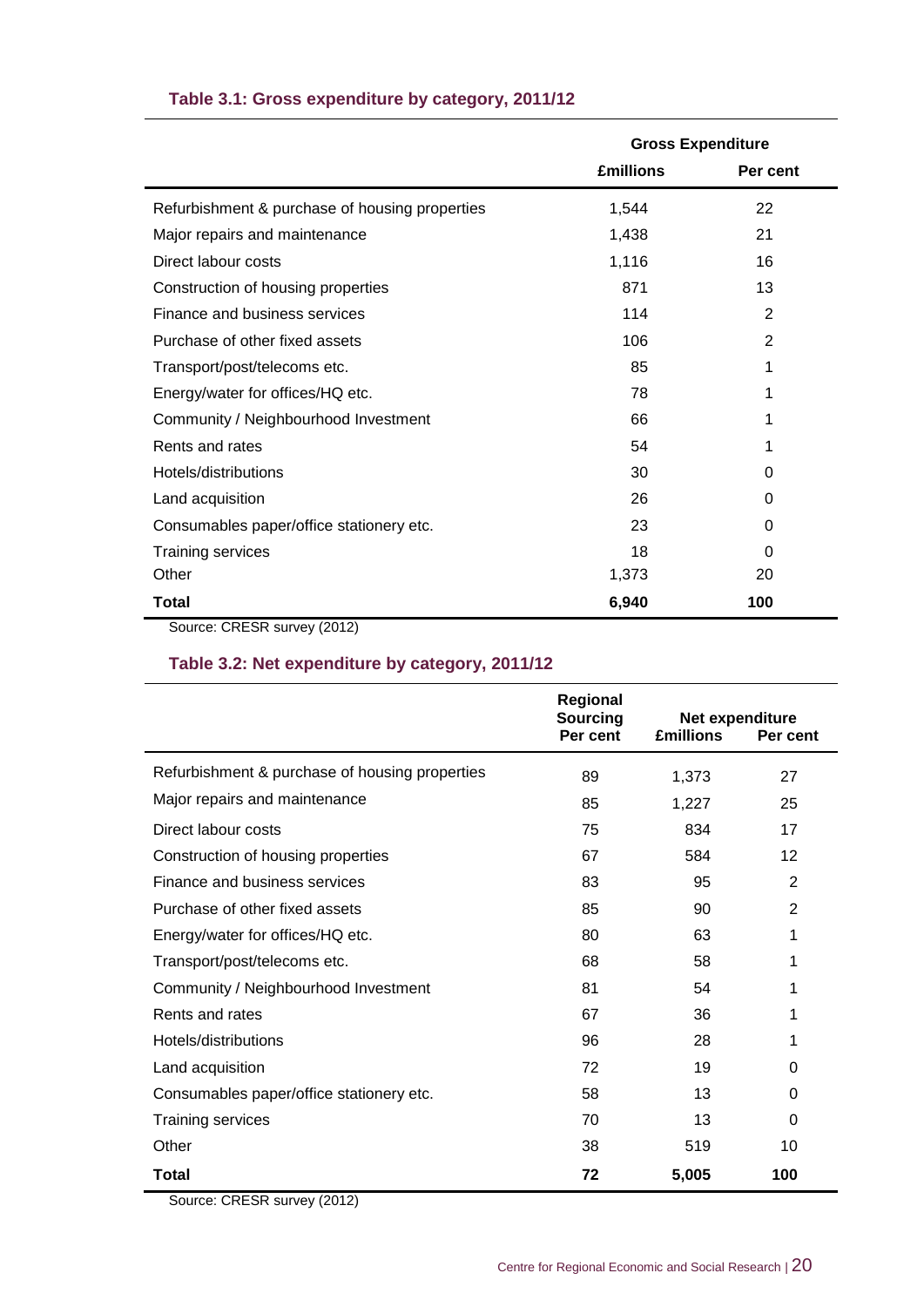### Table 3.1: Gross expenditure by category, 2011/12

| | Gross Expenditure | |
|---|---|---|
| | £millions | Per cent |
| Refurbishment & purchase of housing properties | 1,544 | 22 |
| Major repairs and maintenance | 1,438 | 21 |
| Direct labour costs | 1,116 | 16 |
| Construction of housing properties | 871 | 13 |
| Finance and business services | 114 | 2 |
| Purchase of other fixed assets | 106 | 2 |
| Transport/post/telecoms etc. | 85 | 1 |
| Energy/water for offices/HQ etc. | 78 | 1 |
| Community / Neighbourhood Investment | 66 | 1 |
| Rents and rates | 54 | 1 |
| Hotels/distributions | 30 | 0 |
| Land acquisition | 26 | 0 |
| Consumables paper/office stationery etc. | 23 | 0 |
| Training services | 18 | 0 |
| Other | 1,373 | 20 |
| **Total** | **6,940** | **100** |

Source: CRESR survey (2012)

### Table 3.2: Net expenditure by category, 2011/12

| | Regional Sourcing | Net expenditure | |
|---|---|---|---|
| | Per cent | £millions | Per cent |
| Refurbishment & purchase of housing properties | 89 | 1,373 | 27 |
| Major repairs and maintenance | 85 | 1,227 | 25 |
| Direct labour costs | 75 | 834 | 17 |
| Construction of housing properties | 67 | 584 | 12 |
| Finance and business services | 83 | 95 | 2 |
| Purchase of other fixed assets | 85 | 90 | 2 |
| Energy/water for offices/HQ etc. | 80 | 63 | 1 |
| Transport/post/telecoms etc. | 68 | 58 | 1 |
| Community / Neighbourhood Investment | 81 | 54 | 1 |
| Rents and rates | 67 | 36 | 1 |
| Hotels/distributions | 96 | 28 | 1 |
| Land acquisition | 72 | 19 | 0 |
| Consumables paper/office stationery etc. | 58 | 13 | 0 |
| Training services | 70 | 13 | 0 |
| Other | 38 | 519 | 10 |
| **Total** | **72** | **5,005** | **100** |

Source: CRESR survey (2012)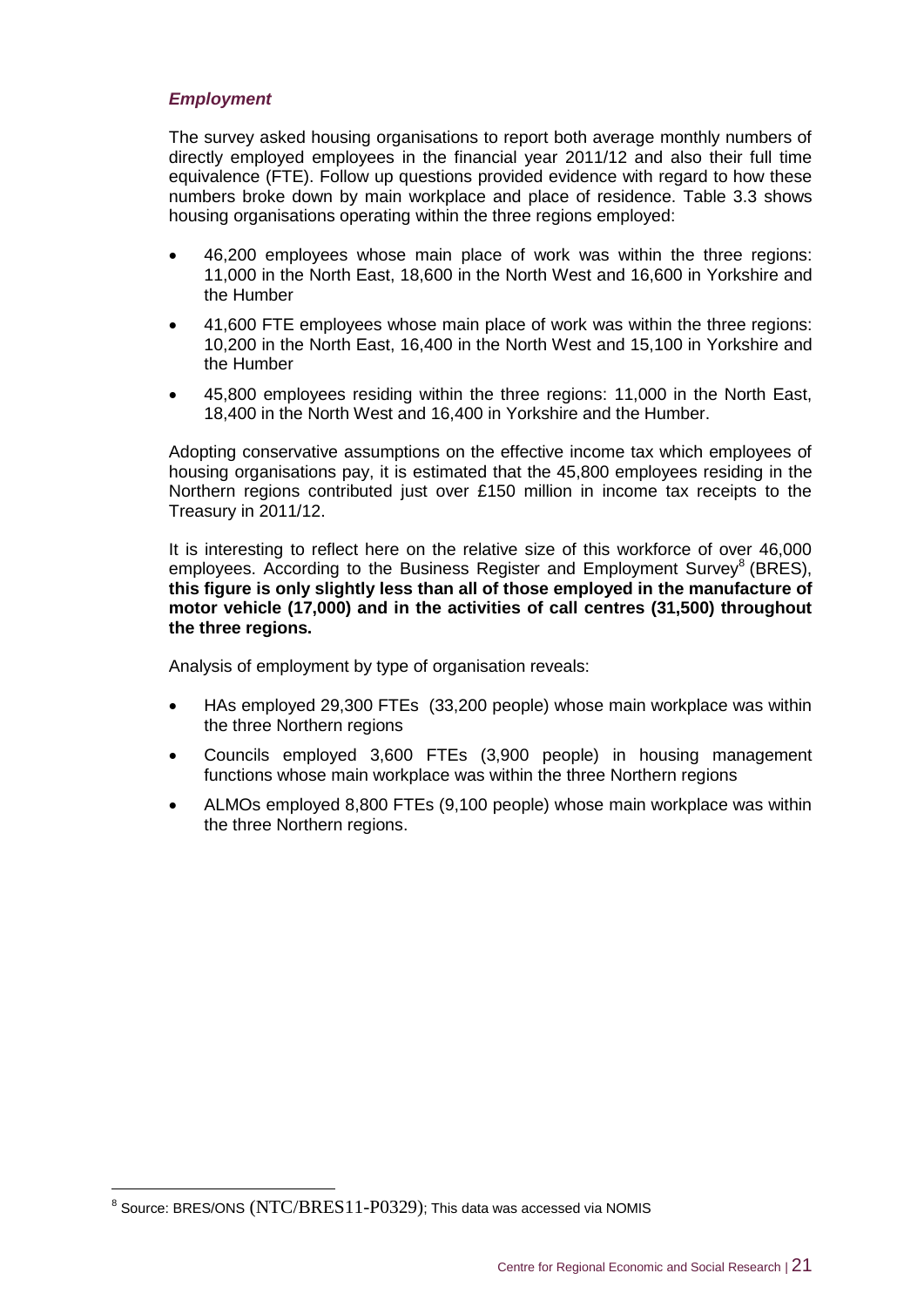### *Employment*

The survey asked housing organisations to report both average monthly numbers of directly employed employees in the financial year 2011/12 and also their full time equivalence (FTE). Follow up questions provided evidence with regard to how these numbers broke down by main workplace and place of residence. Table 3.3 shows housing organisations operating within the three regions employed:

- 46,200 employees whose main place of work was within the three regions: 11,000 in the North East, 18,600 in the North West and 16,600 in Yorkshire and the Humber
- 41,600 FTE employees whose main place of work was within the three regions: 10,200 in the North East, 16,400 in the North West and 15,100 in Yorkshire and the Humber
- 45,800 employees residing within the three regions: 11,000 in the North East, 18,400 in the North West and 16,400 in Yorkshire and the Humber.

Adopting conservative assumptions on the effective income tax which employees of housing organisations pay, it is estimated that the 45,800 employees residing in the Northern regions contributed just over £150 million in income tax receipts to the Treasury in 2011/12.

It is interesting to reflect here on the relative size of this workforce of over 46,000 employees. According to the Business Register and Employment Survey[8] (BRES), **this figure is only slightly less than all of those employed in the manufacture of motor vehicle (17,000) and in the activities of call centres (31,500) throughout the three regions.**

Analysis of employment by type of organisation reveals:

- HAs employed 29,300 FTEs (33,200 people) whose main workplace was within the three Northern regions
- Councils employed 3,600 FTEs (3,900 people) in housing management functions whose main workplace was within the three Northern regions
- ALMOs employed 8,800 FTEs (9,100 people) whose main workplace was within the three Northern regions.

[8] Source: BRES/ONS (NTC/BRES11-P0329); This data was accessed via NOMIS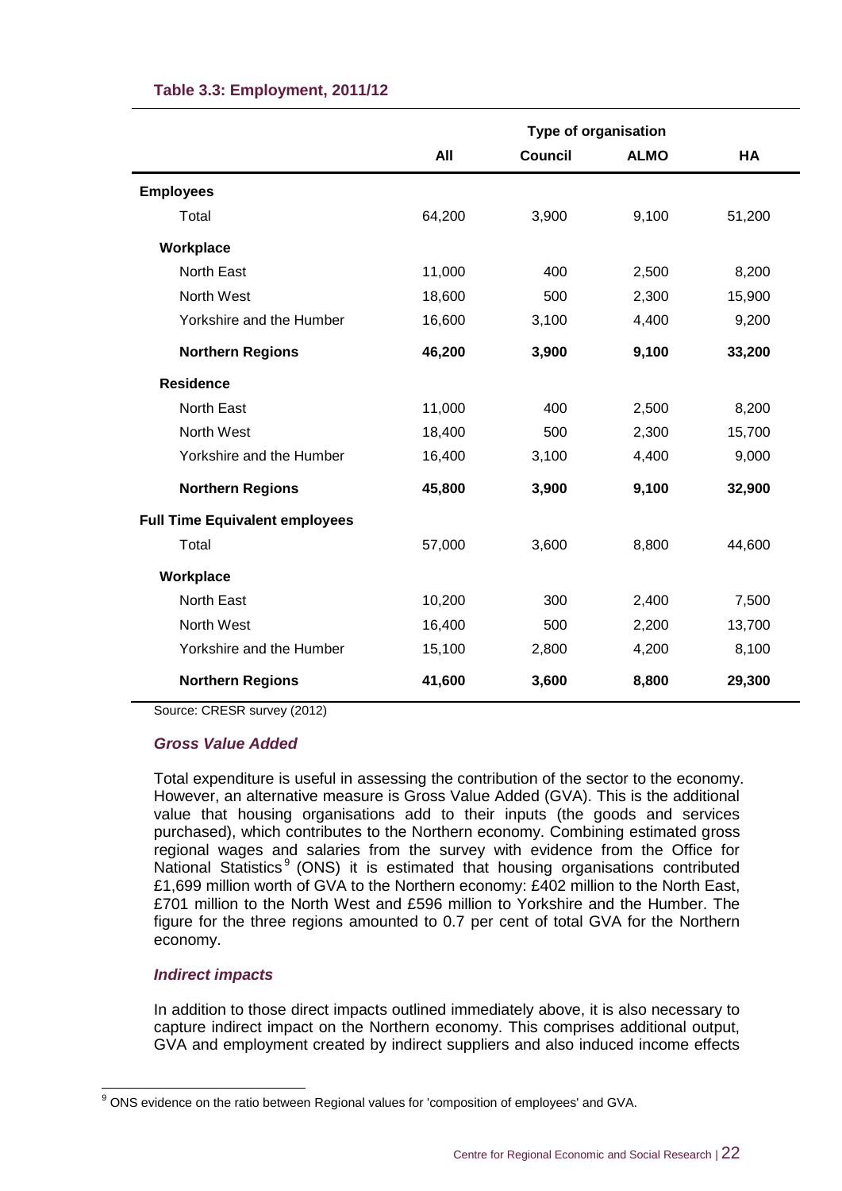**Table 3.3: Employment, 2011/12**

| | All | Type of organisation | | |
|---|---|---|---|---|
| | | Council | ALMO | HA |
| **Employees** | | | | |
| Total | 64,200 | 3,900 | 9,100 | 51,200 |
| **Workplace** | | | | |
| North East | 11,000 | 400 | 2,500 | 8,200 |
| North West | 18,600 | 500 | 2,300 | 15,900 |
| Yorkshire and the Humber | 16,600 | 3,100 | 4,400 | 9,200 |
| **Northern Regions** | **46,200** | **3,900** | **9,100** | **33,200** |
| **Residence** | | | | |
| North East | 11,000 | 400 | 2,500 | 8,200 |
| North West | 18,400 | 500 | 2,300 | 15,700 |
| Yorkshire and the Humber | 16,400 | 3,100 | 4,400 | 9,000 |
| **Northern Regions** | **45,800** | **3,900** | **9,100** | **32,900** |
| **Full Time Equivalent employees** | | | | |
| Total | 57,000 | 3,600 | 8,800 | 44,600 |
| **Workplace** | | | | |
| North East | 10,200 | 300 | 2,400 | 7,500 |
| North West | 16,400 | 500 | 2,200 | 13,700 |
| Yorkshire and the Humber | 15,100 | 2,800 | 4,200 | 8,100 |
| **Northern Regions** | **41,600** | **3,600** | **8,800** | **29,300** |

Source: CRESR survey (2012)

### *Gross Value Added*

Total expenditure is useful in assessing the contribution of the sector to the economy. However, an alternative measure is Gross Value Added (GVA). This is the additional value that housing organisations add to their inputs (the goods and services purchased), which contributes to the Northern economy. Combining estimated gross regional wages and salaries from the survey with evidence from the Office for National Statistics[9] (ONS) it is estimated that housing organisations contributed £1,699 million worth of GVA to the Northern economy: £402 million to the North East, £701 million to the North West and £596 million to Yorkshire and the Humber. The figure for the three regions amounted to 0.7 per cent of total GVA for the Northern economy.

### *Indirect impacts*

In addition to those direct impacts outlined immediately above, it is also necessary to capture indirect impact on the Northern economy. This comprises additional output, GVA and employment created by indirect suppliers and also induced income effects

[9] ONS evidence on the ratio between Regional values for 'composition of employees' and GVA.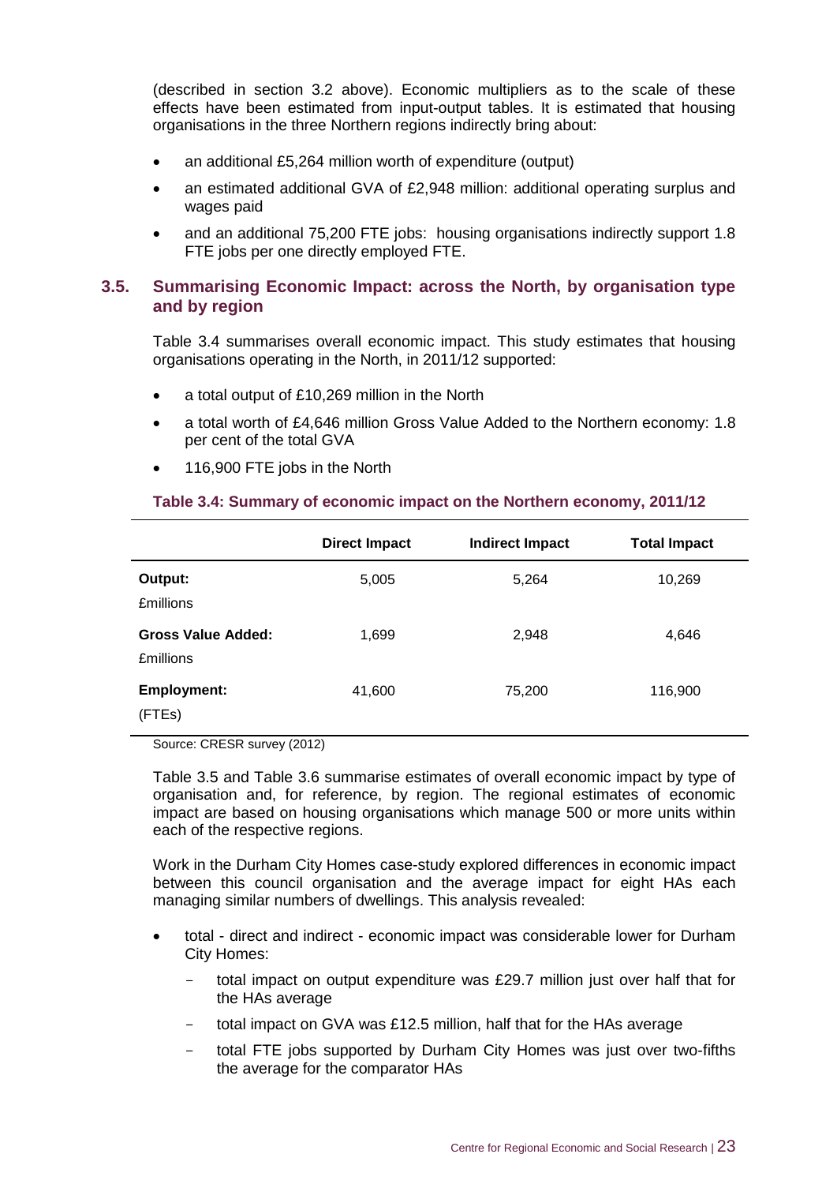(described in section 3.2 above). Economic multipliers as to the scale of these effects have been estimated from input-output tables. It is estimated that housing organisations in the three Northern regions indirectly bring about:

- an additional £5,264 million worth of expenditure (output)
- an estimated additional GVA of £2,948 million: additional operating surplus and wages paid
- and an additional 75,200 FTE jobs: housing organisations indirectly support 1.8 FTE jobs per one directly employed FTE.

## 3.5. Summarising Economic Impact: across the North, by organisation type and by region

Table 3.4 summarises overall economic impact. This study estimates that housing organisations operating in the North, in 2011/12 supported:

- a total output of £10,269 million in the North
- a total worth of £4,646 million Gross Value Added to the Northern economy: 1.8 per cent of the total GVA
- 116,900 FTE jobs in the North

**Table 3.4: Summary of economic impact on the Northern economy, 2011/12**

| | Direct Impact | Indirect Impact | Total Impact |
|---|---|---|---|
| **Output:** £millions | 5,005 | 5,264 | 10,269 |
| **Gross Value Added:** £millions | 1,699 | 2,948 | 4,646 |
| **Employment:** (FTEs) | 41,600 | 75,200 | 116,900 |

Source: CRESR survey (2012)

Table 3.5 and Table 3.6 summarise estimates of overall economic impact by type of organisation and, for reference, by region. The regional estimates of economic impact are based on housing organisations which manage 500 or more units within each of the respective regions.

Work in the Durham City Homes case-study explored differences in economic impact between this council organisation and the average impact for eight HAs each managing similar numbers of dwellings. This analysis revealed:

- total - direct and indirect - economic impact was considerable lower for Durham City Homes:
  - total impact on output expenditure was £29.7 million just over half that for the HAs average
  - total impact on GVA was £12.5 million, half that for the HAs average
  - total FTE jobs supported by Durham City Homes was just over two-fifths the average for the comparator HAs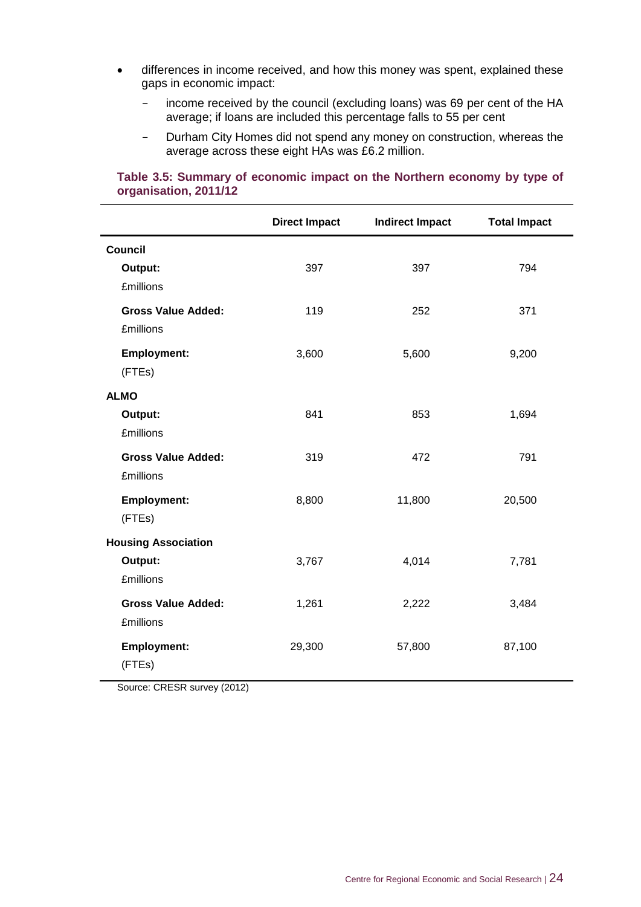- differences in income received, and how this money was spent, explained these gaps in economic impact:
  - income received by the council (excluding loans) was 69 per cent of the HA average; if loans are included this percentage falls to 55 per cent
  - Durham City Homes did not spend any money on construction, whereas the average across these eight HAs was £6.2 million.

**Table 3.5: Summary of economic impact on the Northern economy by type of organisation, 2011/12**

| | Direct Impact | Indirect Impact | Total Impact |
|---|---|---|---|
| **Council** | | | |
| **Output:** £millions | 397 | 397 | 794 |
| **Gross Value Added:** £millions | 119 | 252 | 371 |
| **Employment:** (FTEs) | 3,600 | 5,600 | 9,200 |
| **ALMO** | | | |
| **Output:** £millions | 841 | 853 | 1,694 |
| **Gross Value Added:** £millions | 319 | 472 | 791 |
| **Employment:** (FTEs) | 8,800 | 11,800 | 20,500 |
| **Housing Association** | | | |
| **Output:** £millions | 3,767 | 4,014 | 7,781 |
| **Gross Value Added:** £millions | 1,261 | 2,222 | 3,484 |
| **Employment:** (FTEs) | 29,300 | 57,800 | 87,100 |

Source: CRESR survey (2012)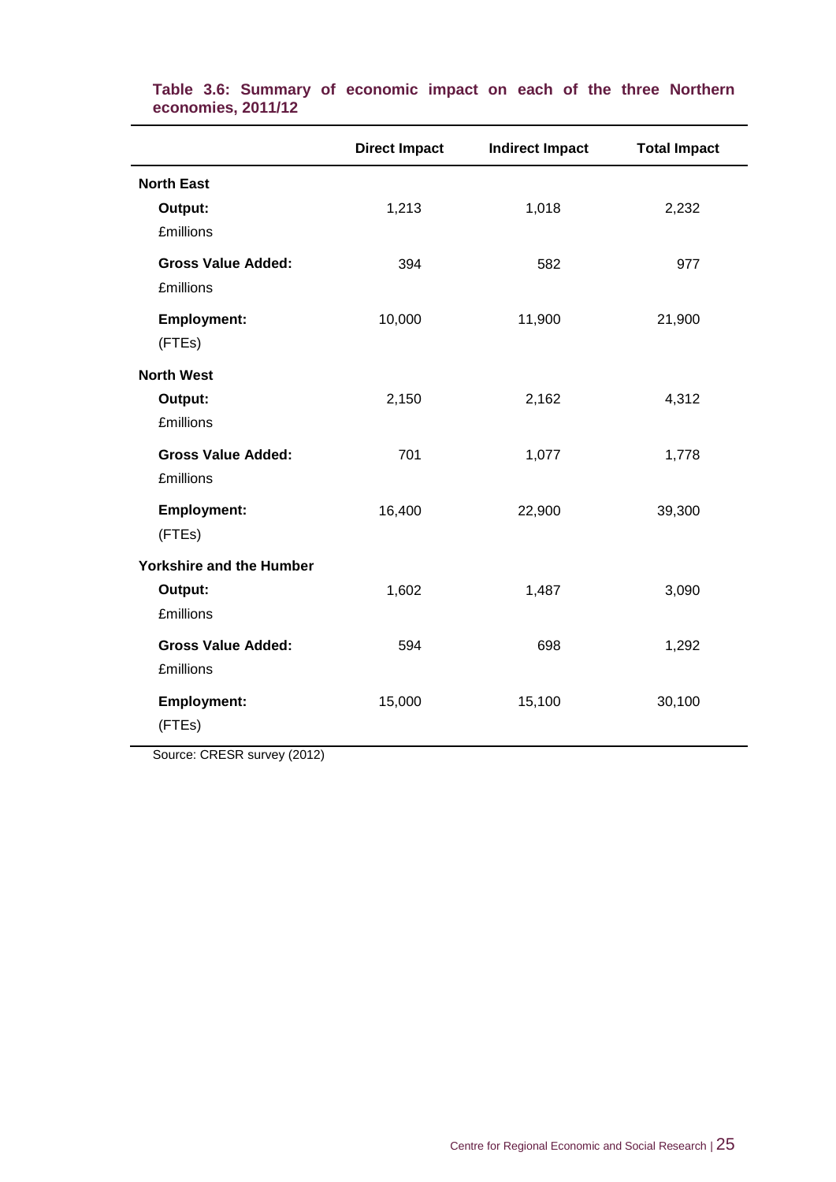**Table 3.6: Summary of economic impact on each of the three Northern economies, 2011/12**

| | Direct Impact | Indirect Impact | Total Impact |
|---|---|---|---|
| **North East** | | | |
| **Output:** £millions | 1,213 | 1,018 | 2,232 |
| **Gross Value Added:** £millions | 394 | 582 | 977 |
| **Employment:** (FTEs) | 10,000 | 11,900 | 21,900 |
| **North West** | | | |
| **Output:** £millions | 2,150 | 2,162 | 4,312 |
| **Gross Value Added:** £millions | 701 | 1,077 | 1,778 |
| **Employment:** (FTEs) | 16,400 | 22,900 | 39,300 |
| **Yorkshire and the Humber** | | | |
| **Output:** £millions | 1,602 | 1,487 | 3,090 |
| **Gross Value Added:** £millions | 594 | 698 | 1,292 |
| **Employment:** (FTEs) | 15,000 | 15,100 | 30,100 |

Source: CRESR survey (2012)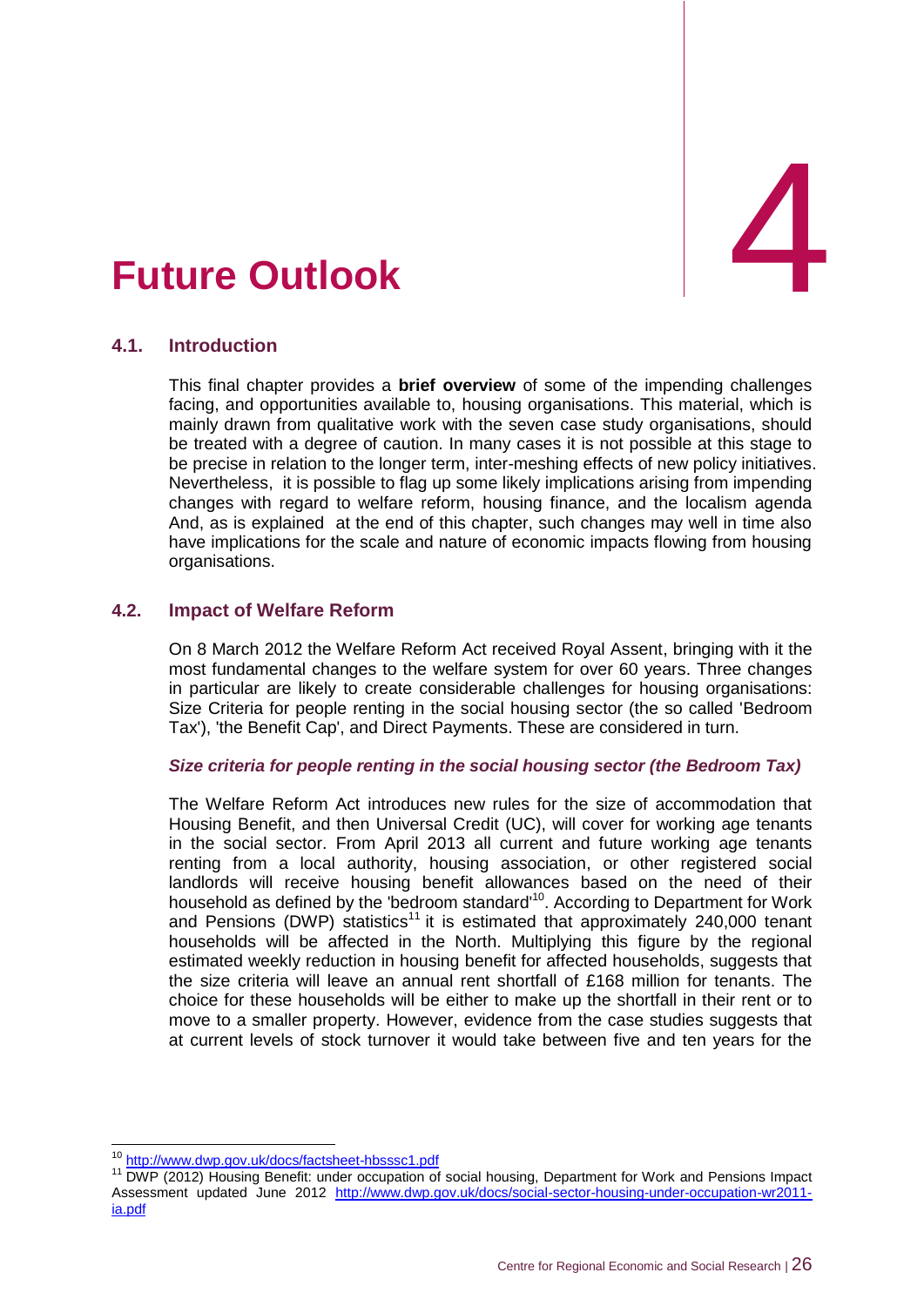# 4 Future Outlook

## 4.1. Introduction

This final chapter provides a **brief overview** of some of the impending challenges facing, and opportunities available to, housing organisations. This material, which is mainly drawn from qualitative work with the seven case study organisations, should be treated with a degree of caution. In many cases it is not possible at this stage to be precise in relation to the longer term, inter-meshing effects of new policy initiatives. Nevertheless, it is possible to flag up some likely implications arising from impending changes with regard to welfare reform, housing finance, and the localism agenda And, as is explained at the end of this chapter, such changes may well in time also have implications for the scale and nature of economic impacts flowing from housing organisations.

## 4.2. Impact of Welfare Reform

On 8 March 2012 the Welfare Reform Act received Royal Assent, bringing with it the most fundamental changes to the welfare system for over 60 years. Three changes in particular are likely to create considerable challenges for housing organisations: Size Criteria for people renting in the social housing sector (the so called 'Bedroom Tax'), 'the Benefit Cap', and Direct Payments. These are considered in turn.

***Size criteria for people renting in the social housing sector (the Bedroom Tax)***

The Welfare Reform Act introduces new rules for the size of accommodation that Housing Benefit, and then Universal Credit (UC), will cover for working age tenants in the social sector. From April 2013 all current and future working age tenants renting from a local authority, housing association, or other registered social landlords will receive housing benefit allowances based on the need of their household as defined by the 'bedroom standard'[10]. According to Department for Work and Pensions (DWP) statistics[11] it is estimated that approximately 240,000 tenant households will be affected in the North. Multiplying this figure by the regional estimated weekly reduction in housing benefit for affected households, suggests that the size criteria will leave an annual rent shortfall of £168 million for tenants. The choice for these households will be either to make up the shortfall in their rent or to move to a smaller property. However, evidence from the case studies suggests that at current levels of stock turnover it would take between five and ten years for the

---

[10] http://www.dwp.gov.uk/docs/factsheet-hbsssc1.pdf

[11] DWP (2012) Housing Benefit: under occupation of social housing, Department for Work and Pensions Impact Assessment updated June 2012 http://www.dwp.gov.uk/docs/social-sector-housing-under-occupation-wr2011-ia.pdf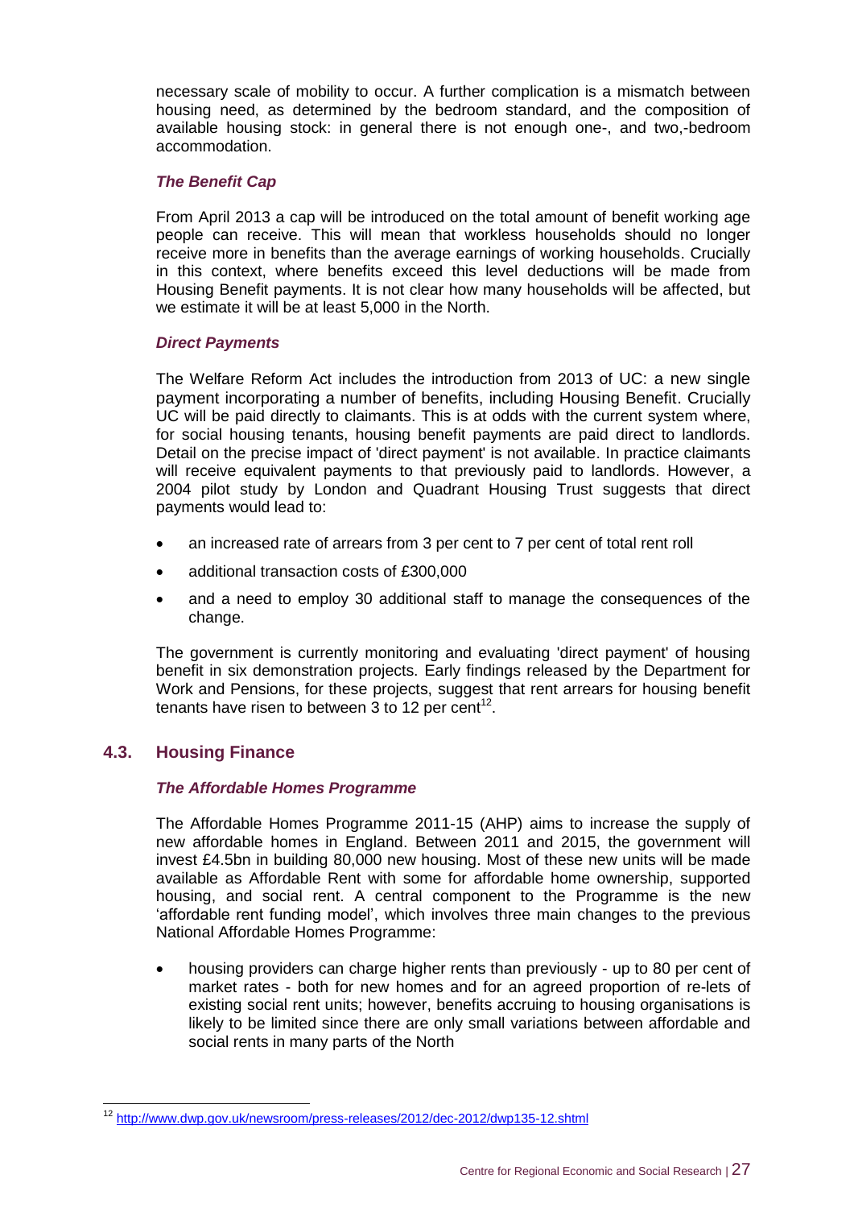necessary scale of mobility to occur. A further complication is a mismatch between housing need, as determined by the bedroom standard, and the composition of available housing stock: in general there is not enough one-, and two,-bedroom accommodation.

#### *The Benefit Cap*

From April 2013 a cap will be introduced on the total amount of benefit working age people can receive. This will mean that workless households should no longer receive more in benefits than the average earnings of working households. Crucially in this context, where benefits exceed this level deductions will be made from Housing Benefit payments. It is not clear how many households will be affected, but we estimate it will be at least 5,000 in the North.

#### *Direct Payments*

The Welfare Reform Act includes the introduction from 2013 of UC: a new single payment incorporating a number of benefits, including Housing Benefit. Crucially UC will be paid directly to claimants. This is at odds with the current system where, for social housing tenants, housing benefit payments are paid direct to landlords. Detail on the precise impact of 'direct payment' is not available. In practice claimants will receive equivalent payments to that previously paid to landlords. However, a 2004 pilot study by London and Quadrant Housing Trust suggests that direct payments would lead to:

- an increased rate of arrears from 3 per cent to 7 per cent of total rent roll
- additional transaction costs of £300,000
- and a need to employ 30 additional staff to manage the consequences of the change.

The government is currently monitoring and evaluating 'direct payment' of housing benefit in six demonstration projects. Early findings released by the Department for Work and Pensions, for these projects, suggest that rent arrears for housing benefit tenants have risen to between 3 to 12 per cent[12].

### 4.3. Housing Finance

#### *The Affordable Homes Programme*

The Affordable Homes Programme 2011-15 (AHP) aims to increase the supply of new affordable homes in England. Between 2011 and 2015, the government will invest £4.5bn in building 80,000 new housing. Most of these new units will be made available as Affordable Rent with some for affordable home ownership, supported housing, and social rent. A central component to the Programme is the new 'affordable rent funding model', which involves three main changes to the previous National Affordable Homes Programme:

- housing providers can charge higher rents than previously - up to 80 per cent of market rates - both for new homes and for an agreed proportion of re-lets of existing social rent units; however, benefits accruing to housing organisations is likely to be limited since there are only small variations between affordable and social rents in many parts of the North

---

[12] http://www.dwp.gov.uk/newsroom/press-releases/2012/dec-2012/dwp135-12.shtml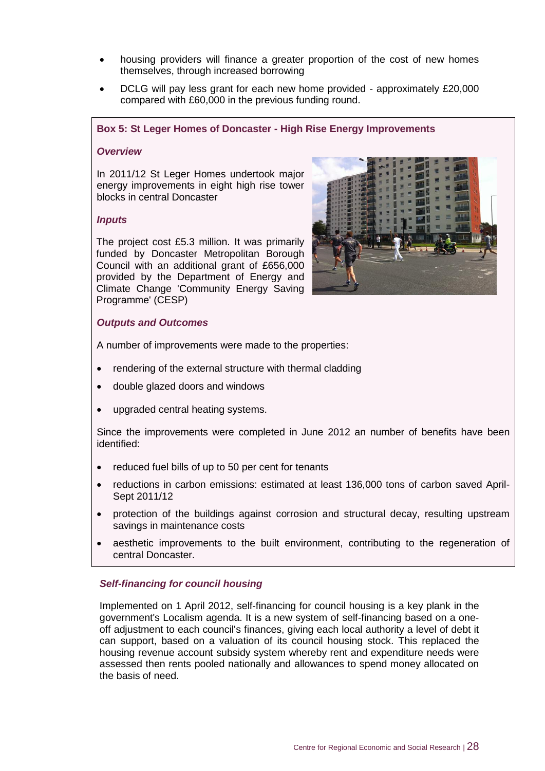- housing providers will finance a greater proportion of the cost of new homes themselves, through increased borrowing
- DCLG will pay less grant for each new home provided - approximately £20,000 compared with £60,000 in the previous funding round.

**Box 5: St Leger Homes of Doncaster - High Rise Energy Improvements**

***Overview***

In 2011/12 St Leger Homes undertook major energy improvements in eight high rise tower blocks in central Doncaster

***Inputs***

The project cost £5.3 million. It was primarily funded by Doncaster Metropolitan Borough Council with an additional grant of £656,000 provided by the Department of Energy and Climate Change 'Community Energy Saving Programme' (CESP)

***Outputs and Outcomes***

A number of improvements were made to the properties:

- rendering of the external structure with thermal cladding
- double glazed doors and windows
- upgraded central heating systems.

Since the improvements were completed in June 2012 an number of benefits have been identified:

- reduced fuel bills of up to 50 per cent for tenants
- reductions in carbon emissions: estimated at least 136,000 tons of carbon saved April-Sept 2011/12
- protection of the buildings against corrosion and structural decay, resulting upstream savings in maintenance costs
- aesthetic improvements to the built environment, contributing to the regeneration of central Doncaster.

### *Self-financing for council housing*

Implemented on 1 April 2012, self-financing for council housing is a key plank in the government's Localism agenda. It is a new system of self-financing based on a one-off adjustment to each council's finances, giving each local authority a level of debt it can support, based on a valuation of its council housing stock. This replaced the housing revenue account subsidy system whereby rent and expenditure needs were assessed then rents pooled nationally and allowances to spend money allocated on the basis of need.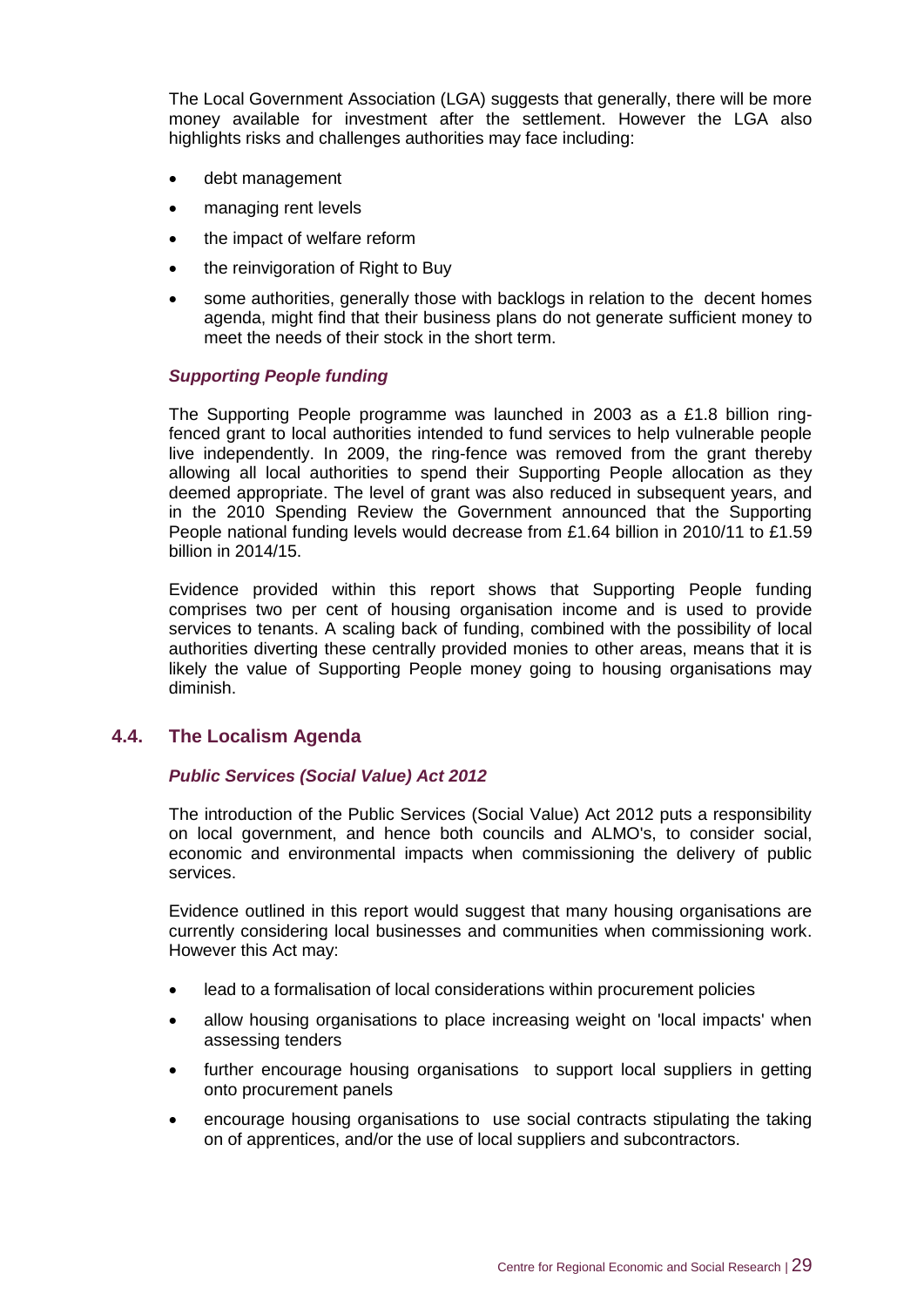The Local Government Association (LGA) suggests that generally, there will be more money available for investment after the settlement. However the LGA also highlights risks and challenges authorities may face including:

- debt management
- managing rent levels
- the impact of welfare reform
- the reinvigoration of Right to Buy
- some authorities, generally those with backlogs in relation to the decent homes agenda, might find that their business plans do not generate sufficient money to meet the needs of their stock in the short term.

***Supporting People funding***

The Supporting People programme was launched in 2003 as a £1.8 billion ring-fenced grant to local authorities intended to fund services to help vulnerable people live independently. In 2009, the ring-fence was removed from the grant thereby allowing all local authorities to spend their Supporting People allocation as they deemed appropriate. The level of grant was also reduced in subsequent years, and in the 2010 Spending Review the Government announced that the Supporting People national funding levels would decrease from £1.64 billion in 2010/11 to £1.59 billion in 2014/15.

Evidence provided within this report shows that Supporting People funding comprises two per cent of housing organisation income and is used to provide services to tenants. A scaling back of funding, combined with the possibility of local authorities diverting these centrally provided monies to other areas, means that it is likely the value of Supporting People money going to housing organisations may diminish.

## 4.4. The Localism Agenda

***Public Services (Social Value) Act 2012***

The introduction of the Public Services (Social Value) Act 2012 puts a responsibility on local government, and hence both councils and ALMO's, to consider social, economic and environmental impacts when commissioning the delivery of public services.

Evidence outlined in this report would suggest that many housing organisations are currently considering local businesses and communities when commissioning work. However this Act may:

- lead to a formalisation of local considerations within procurement policies
- allow housing organisations to place increasing weight on 'local impacts' when assessing tenders
- further encourage housing organisations to support local suppliers in getting onto procurement panels
- encourage housing organisations to use social contracts stipulating the taking on of apprentices, and/or the use of local suppliers and subcontractors.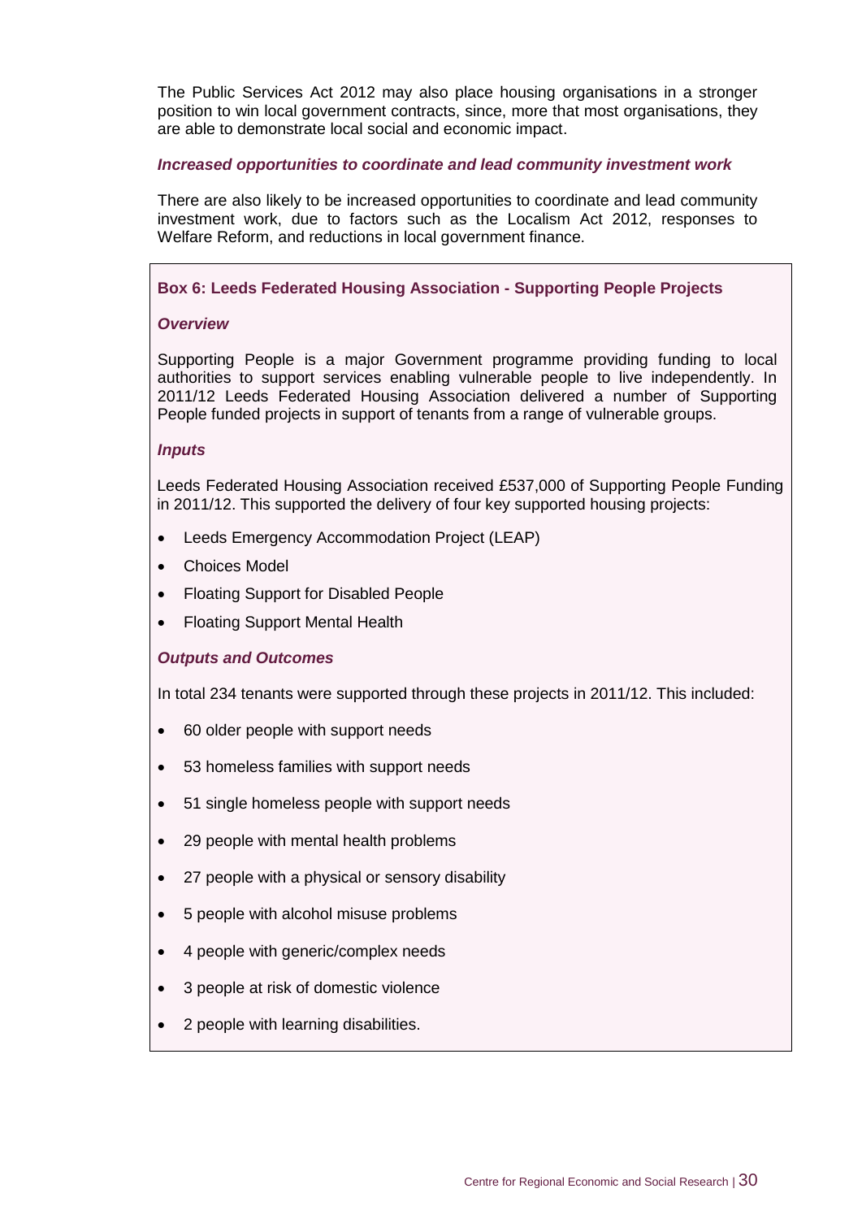The Public Services Act 2012 may also place housing organisations in a stronger position to win local government contracts, since, more that most organisations, they are able to demonstrate local social and economic impact.

***Increased opportunities to coordinate and lead community investment work***

There are also likely to be increased opportunities to coordinate and lead community investment work, due to factors such as the Localism Act 2012, responses to Welfare Reform, and reductions in local government finance.

**Box 6: Leeds Federated Housing Association - Supporting People Projects**

***Overview***

Supporting People is a major Government programme providing funding to local authorities to support services enabling vulnerable people to live independently. In 2011/12 Leeds Federated Housing Association delivered a number of Supporting People funded projects in support of tenants from a range of vulnerable groups.

***Inputs***

Leeds Federated Housing Association received £537,000 of Supporting People Funding in 2011/12. This supported the delivery of four key supported housing projects:

- Leeds Emergency Accommodation Project (LEAP)
- Choices Model
- Floating Support for Disabled People
- Floating Support Mental Health

***Outputs and Outcomes***

In total 234 tenants were supported through these projects in 2011/12. This included:

- 60 older people with support needs
- 53 homeless families with support needs
- 51 single homeless people with support needs
- 29 people with mental health problems
- 27 people with a physical or sensory disability
- 5 people with alcohol misuse problems
- 4 people with generic/complex needs
- 3 people at risk of domestic violence
- 2 people with learning disabilities.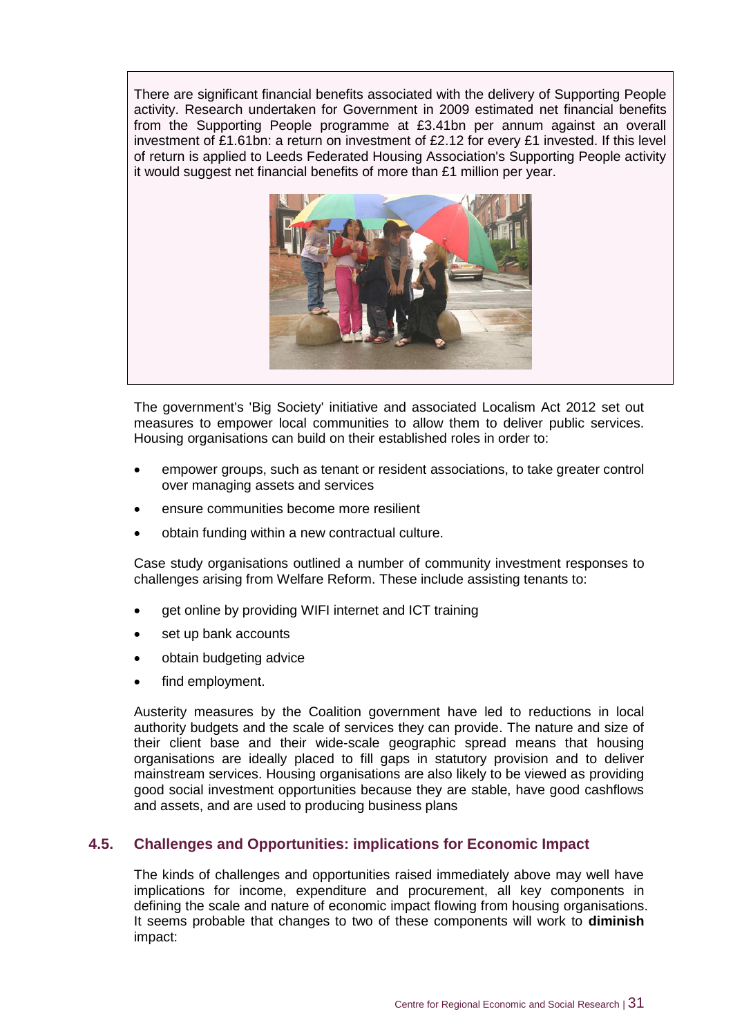There are significant financial benefits associated with the delivery of Supporting People activity. Research undertaken for Government in 2009 estimated net financial benefits from the Supporting People programme at £3.41bn per annum against an overall investment of £1.61bn: a return on investment of £2.12 for every £1 invested. If this level of return is applied to Leeds Federated Housing Association's Supporting People activity it would suggest net financial benefits of more than £1 million per year.

The government's 'Big Society' initiative and associated Localism Act 2012 set out measures to empower local communities to allow them to deliver public services. Housing organisations can build on their established roles in order to:

- empower groups, such as tenant or resident associations, to take greater control over managing assets and services
- ensure communities become more resilient
- obtain funding within a new contractual culture.

Case study organisations outlined a number of community investment responses to challenges arising from Welfare Reform. These include assisting tenants to:

- get online by providing WIFI internet and ICT training
- set up bank accounts
- obtain budgeting advice
- find employment.

Austerity measures by the Coalition government have led to reductions in local authority budgets and the scale of services they can provide. The nature and size of their client base and their wide-scale geographic spread means that housing organisations are ideally placed to fill gaps in statutory provision and to deliver mainstream services. Housing organisations are also likely to be viewed as providing good social investment opportunities because they are stable, have good cashflows and assets, and are used to producing business plans

## 4.5. Challenges and Opportunities: implications for Economic Impact

The kinds of challenges and opportunities raised immediately above may well have implications for income, expenditure and procurement, all key components in defining the scale and nature of economic impact flowing from housing organisations. It seems probable that changes to two of these components will work to **diminish** impact: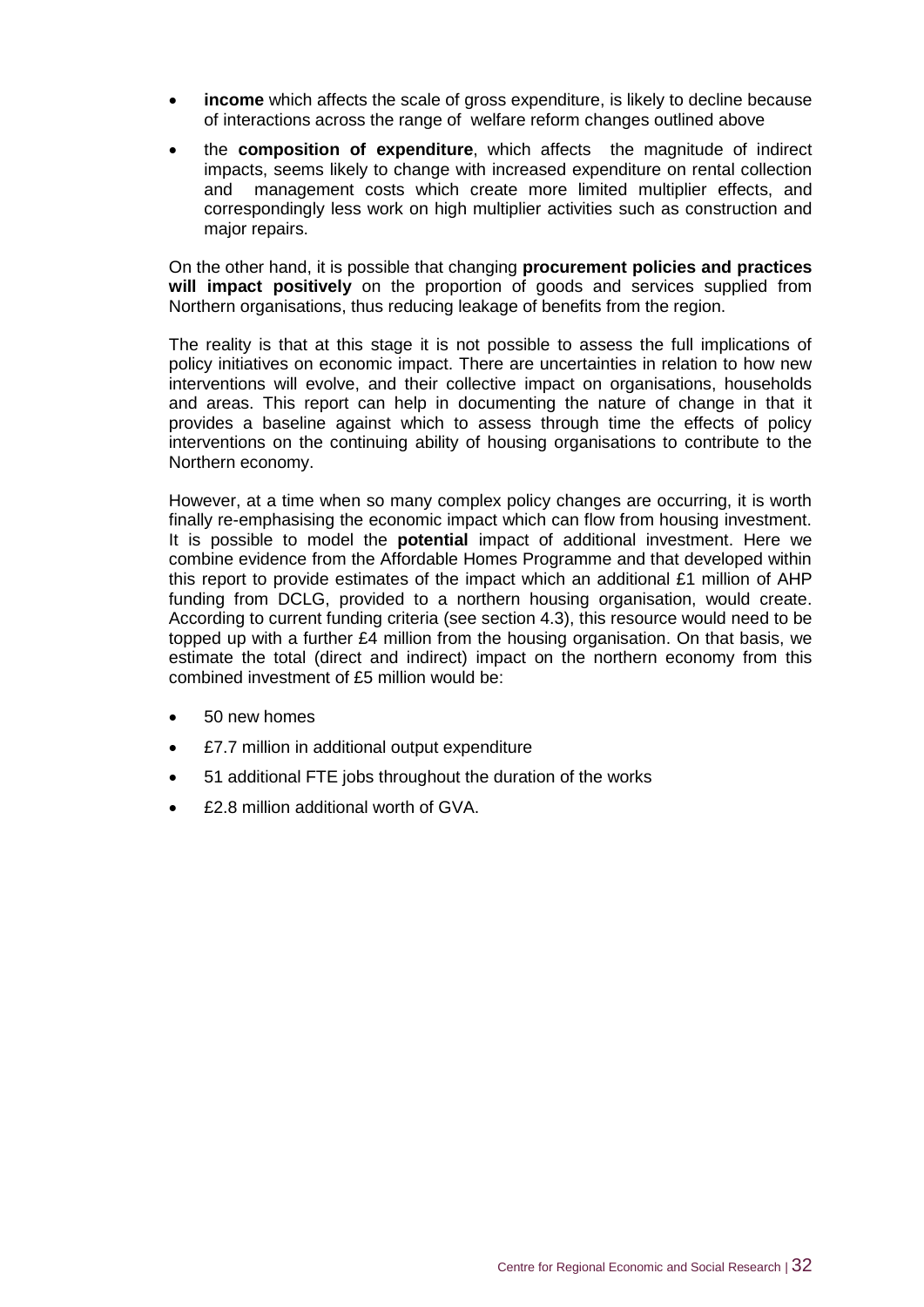- **income** which affects the scale of gross expenditure, is likely to decline because of interactions across the range of welfare reform changes outlined above
- the **composition of expenditure**, which affects the magnitude of indirect impacts, seems likely to change with increased expenditure on rental collection and management costs which create more limited multiplier effects, and correspondingly less work on high multiplier activities such as construction and major repairs.

On the other hand, it is possible that changing **procurement policies and practices will impact positively** on the proportion of goods and services supplied from Northern organisations, thus reducing leakage of benefits from the region.

The reality is that at this stage it is not possible to assess the full implications of policy initiatives on economic impact. There are uncertainties in relation to how new interventions will evolve, and their collective impact on organisations, households and areas. This report can help in documenting the nature of change in that it provides a baseline against which to assess through time the effects of policy interventions on the continuing ability of housing organisations to contribute to the Northern economy.

However, at a time when so many complex policy changes are occurring, it is worth finally re-emphasising the economic impact which can flow from housing investment. It is possible to model the **potential** impact of additional investment. Here we combine evidence from the Affordable Homes Programme and that developed within this report to provide estimates of the impact which an additional £1 million of AHP funding from DCLG, provided to a northern housing organisation, would create. According to current funding criteria (see section 4.3), this resource would need to be topped up with a further £4 million from the housing organisation. On that basis, we estimate the total (direct and indirect) impact on the northern economy from this combined investment of £5 million would be:

- 50 new homes
- £7.7 million in additional output expenditure
- 51 additional FTE jobs throughout the duration of the works
- £2.8 million additional worth of GVA.